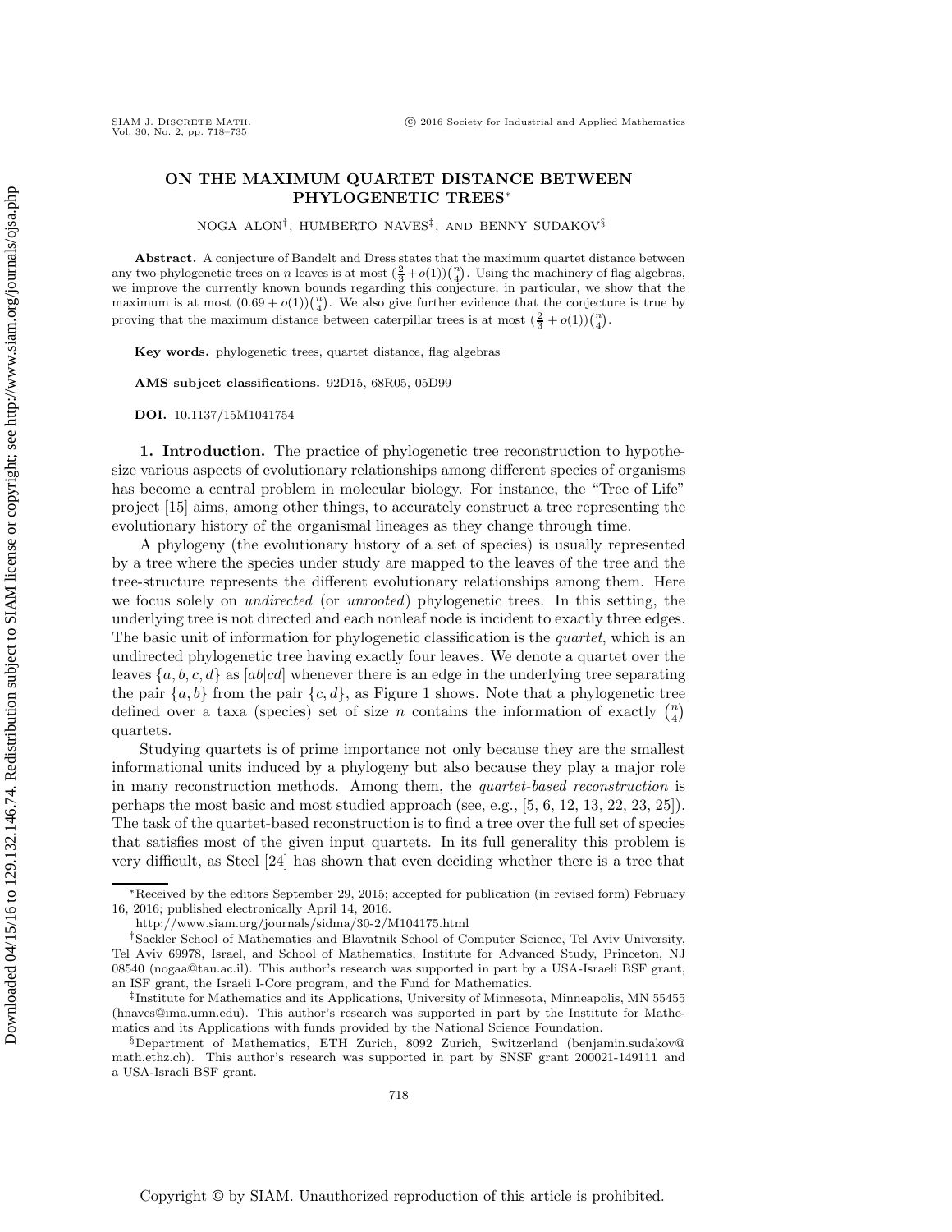# ON THE MAXIMUM QUARTET DISTANCE BETWEEN PHYLOGENETIC TREES*

NOGA ALON[†], HUMBERTO NAVES[‡], AND BENNY SUDAKOV[§]

**Abstract.** A conjecture of Bandelt and Dress states that the maximum quartet distance between any two phylogenetic trees on $n$ leaves is at most $(\frac{2}{3}+o(1))\binom{n}{4}$. Using the machinery of flag algebras, we improve the currently known bounds regarding this conjecture; in particular, we show that the maximum is at most $(0.69+o(1))\binom{n}{4}$. We also give further evidence that the conjecture is true by proving that the maximum distance between caterpillar trees is at most $(\frac{2}{3}+o(1))\binom{n}{4}$.

**Key words.** phylogenetic trees, quartet distance, flag algebras

**AMS subject classifications.** 92D15, 68R05, 05D99

**DOI.** 10.1137/15M1041754

## 1. Introduction.

The practice of phylogenetic tree reconstruction to hypothesize various aspects of evolutionary relationships among different species of organisms has become a central problem in molecular biology. For instance, the "Tree of Life" project [15] aims, among other things, to accurately construct a tree representing the evolutionary history of the organismal lineages as they change through time.

A phylogeny (the evolutionary history of a set of species) is usually represented by a tree where the species under study are mapped to the leaves of the tree and the tree-structure represents the different evolutionary relationships among them. Here we focus solely on *undirected* (or *unrooted*) phylogenetic trees. In this setting, the underlying tree is not directed and each nonleaf node is incident to exactly three edges. The basic unit of information for phylogenetic classification is the *quartet*, which is an undirected phylogenetic tree having exactly four leaves. We denote a quartet over the leaves $\{a, b, c, d\}$ as $[ab|cd]$ whenever there is an edge in the underlying tree separating the pair $\{a, b\}$ from the pair $\{c, d\}$, as Figure 1 shows. Note that a phylogenetic tree defined over a taxa (species) set of size $n$ contains the information of exactly $\binom{n}{4}$ quartets.

Studying quartets is of prime importance not only because they are the smallest informational units induced by a phylogeny but also because they play a major role in many reconstruction methods. Among them, the *quartet-based reconstruction* is perhaps the most basic and most studied approach (see, e.g., [5, 6, 12, 13, 22, 23, 25]). The task of the quartet-based reconstruction is to find a tree over the full set of species that satisfies most of the given input quartets. In its full generality this problem is very difficult, as Steel [24] has shown that even deciding whether there is a tree that

---

*Received by the editors September 29, 2015; accepted for publication (in revised form) February 16, 2016; published electronically April 14, 2016.
http://www.siam.org/journals/sidma/30-2/M104175.html

[†]Sackler School of Mathematics and Blavatnik School of Computer Science, Tel Aviv University, Tel Aviv 69978, Israel, and School of Mathematics, Institute for Advanced Study, Princeton, NJ 08540 (nogaa@tau.ac.il). This author's research was supported in part by a USA-Israeli BSF grant, an ISF grant, the Israeli I-Core program, and the Fund for Mathematics.

[‡]Institute for Mathematics and its Applications, University of Minnesota, Minneapolis, MN 55455 (hnaves@ima.umn.edu). This author's research was supported in part by the Institute for Mathematics and its Applications with funds provided by the National Science Foundation.

[§]Department of Mathematics, ETH Zurich, 8092 Zurich, Switzerland (benjamin.sudakov@math.ethz.ch). This author's research was supported in part by SNSF grant 200021-149111 and a USA-Israeli BSF grant.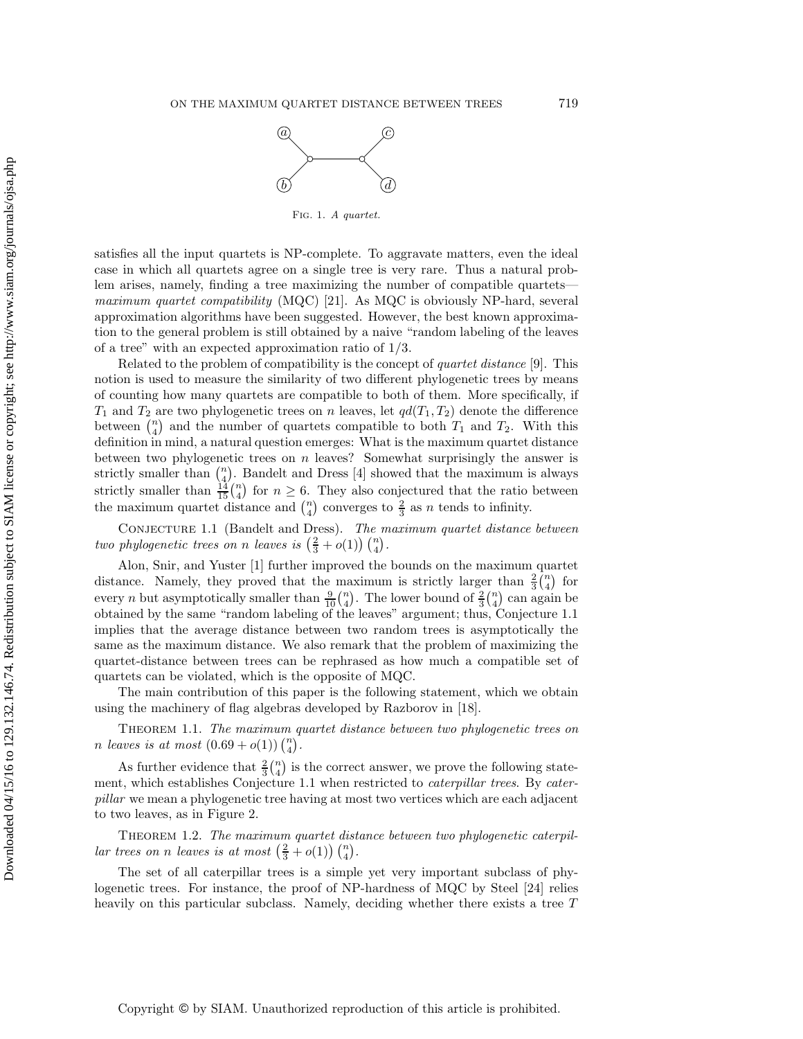Fig. 1. *A quartet.*

satisfies all the input quartets is NP-complete. To aggravate matters, even the ideal case in which all quartets agree on a single tree is very rare. Thus a natural problem arises, namely, finding a tree maximizing the number of compatible quartets—*maximum quartet compatibility* (MQC) [21]. As MQC is obviously NP-hard, several approximation algorithms have been suggested. However, the best known approximation to the general problem is still obtained by a naive "random labeling of the leaves of a tree" with an expected approximation ratio of 1/3.

Related to the problem of compatibility is the concept of *quartet distance* [9]. This notion is used to measure the similarity of two different phylogenetic trees by means of counting how many quartets are compatible to both of them. More specifically, if $T_1$ and $T_2$ are two phylogenetic trees on $n$ leaves, let $qd(T_1, T_2)$ denote the difference between $\binom{n}{4}$ and the number of quartets compatible to both $T_1$ and $T_2$. With this definition in mind, a natural question emerges: What is the maximum quartet distance between two phylogenetic trees on $n$ leaves? Somewhat surprisingly the answer is strictly smaller than $\binom{n}{4}$. Bandelt and Dress [4] showed that the maximum is always strictly smaller than $\frac{14}{15}\binom{n}{4}$ for $n \geq 6$. They also conjectured that the ratio between the maximum quartet distance and $\binom{n}{4}$ converges to $\frac{2}{3}$ as $n$ tends to infinity.

Conjecture 1.1 (Bandelt and Dress). *The maximum quartet distance between two phylogenetic trees on $n$ leaves is $\left(\frac{2}{3} + o(1)\right)\binom{n}{4}$.*

Alon, Snir, and Yuster [1] further improved the bounds on the maximum quartet distance. Namely, they proved that the maximum is strictly larger than $\frac{2}{3}\binom{n}{4}$ for every $n$ but asymptotically smaller than $\frac{9}{10}\binom{n}{4}$. The lower bound of $\frac{2}{3}\binom{n}{4}$ can again be obtained by the same "random labeling of the leaves" argument; thus, Conjecture 1.1 implies that the average distance between two random trees is asymptotically the same as the maximum distance. We also remark that the problem of maximizing the quartet-distance between trees can be rephrased as how much a compatible set of quartets can be violated, which is the opposite of MQC.

The main contribution of this paper is the following statement, which we obtain using the machinery of flag algebras developed by Razborov in [18].

Theorem 1.1. *The maximum quartet distance between two phylogenetic trees on $n$ leaves is at most $(0.69 + o(1))\binom{n}{4}$.*

As further evidence that $\frac{2}{3}\binom{n}{4}$ is the correct answer, we prove the following statement, which establishes Conjecture 1.1 when restricted to *caterpillar trees*. By *caterpillar* we mean a phylogenetic tree having at most two vertices which are each adjacent to two leaves, as in Figure 2.

Theorem 1.2. *The maximum quartet distance between two phylogenetic caterpillar trees on $n$ leaves is at most $\left(\frac{2}{3} + o(1)\right)\binom{n}{4}$.*

The set of all caterpillar trees is a simple yet very important subclass of phylogenetic trees. For instance, the proof of NP-hardness of MQC by Steel [24] relies heavily on this particular subclass. Namely, deciding whether there exists a tree $T$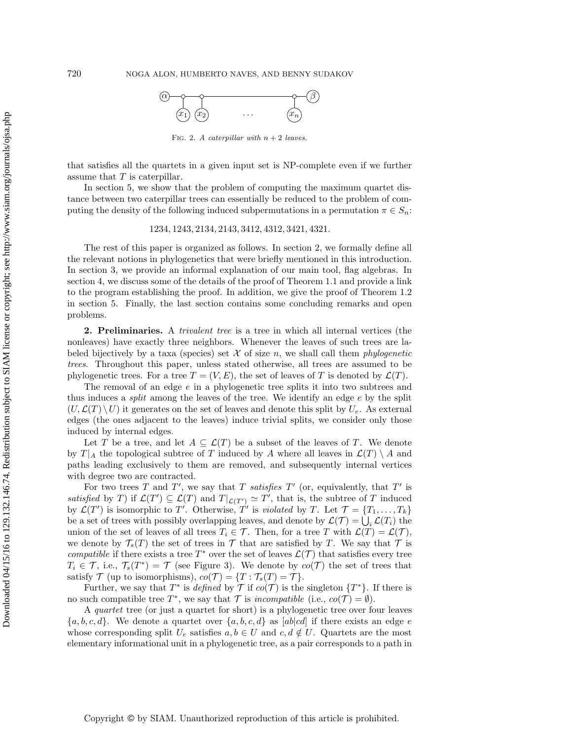Fig. 2. *A caterpillar with $n+2$ leaves.*

that satisfies all the quartets in a given input set is NP-complete even if we further assume that $T$ is caterpillar.

In section 5, we show that the problem of computing the maximum quartet distance between two caterpillar trees can essentially be reduced to the problem of computing the density of the following induced subpermutations in a permutation $\pi \in S_n$:

$$1234, 1243, 2134, 2143, 3412, 4312, 3421, 4321.$$

The rest of this paper is organized as follows. In section 2, we formally define all the relevant notions in phylogenetics that were briefly mentioned in this introduction. In section 3, we provide an informal explanation of our main tool, flag algebras. In section 4, we discuss some of the details of the proof of Theorem 1.1 and provide a link to the program establishing the proof. In addition, we give the proof of Theorem 1.2 in section 5. Finally, the last section contains some concluding remarks and open problems.

**2. Preliminaries.** A *trivalent tree* is a tree in which all internal vertices (the nonleaves) have exactly three neighbors. Whenever the leaves of such trees are labeled bijectively by a taxa (species) set $\mathcal{X}$ of size $n$, we shall call them *phylogenetic trees*. Throughout this paper, unless stated otherwise, all trees are assumed to be phylogenetic trees. For a tree $T = (V, E)$, the set of leaves of $T$ is denoted by $\mathcal{L}(T)$.

The removal of an edge $e$ in a phylogenetic tree splits it into two subtrees and thus induces a *split* among the leaves of the tree. We identify an edge $e$ by the split $(U, \mathcal{L}(T) \setminus U)$ it generates on the set of leaves and denote this split by $U_e$. As external edges (the ones adjacent to the leaves) induce trivial splits, we consider only those induced by internal edges.

Let $T$ be a tree, and let $A \subseteq \mathcal{L}(T)$ be a subset of the leaves of $T$. We denote by $T|_A$ the topological subtree of $T$ induced by $A$ where all leaves in $\mathcal{L}(T) \setminus A$ and paths leading exclusively to them are removed, and subsequently internal vertices with degree two are contracted.

For two trees $T$ and $T'$, we say that $T$ *satisfies* $T'$ (or, equivalently, that $T'$ is *satisfied* by $T$) if $\mathcal{L}(T') \subseteq \mathcal{L}(T)$ and $T|_{\mathcal{L}(T')} \simeq T'$, that is, the subtree of $T$ induced by $\mathcal{L}(T')$ is isomorphic to $T'$. Otherwise, $T'$ is *violated* by $T$. Let $\mathcal{T} = \{T_1, \ldots, T_k\}$ be a set of trees with possibly overlapping leaves, and denote by $\mathcal{L}(\mathcal{T}) = \bigcup_i \mathcal{L}(T_i)$ the union of the set of leaves of all trees $T_i \in \mathcal{T}$. Then, for a tree $T$ with $\mathcal{L}(T) = \mathcal{L}(\mathcal{T})$, we denote by $\mathcal{T}_s(T)$ the set of trees in $\mathcal{T}$ that are satisfied by $T$. We say that $\mathcal{T}$ is *compatible* if there exists a tree $T^*$ over the set of leaves $\mathcal{L}(\mathcal{T})$ that satisfies every tree $T_i \in \mathcal{T}$, i.e., $\mathcal{T}_s(T^*) = \mathcal{T}$ (see Figure 3). We denote by $co(\mathcal{T})$ the set of trees that satisfy $\mathcal{T}$ (up to isomorphisms), $co(\mathcal{T}) = \{T : \mathcal{T}_s(T) = \mathcal{T}\}$.

Further, we say that $T^*$ is *defined* by $\mathcal{T}$ if $co(\mathcal{T})$ is the singleton $\{T^*\}$. If there is no such compatible tree $T^*$, we say that $\mathcal{T}$ is *incompatible* (i.e., $co(\mathcal{T}) = \emptyset$).

A *quartet* tree (or just a quartet for short) is a phylogenetic tree over four leaves $\{a, b, c, d\}$. We denote a quartet over $\{a, b, c, d\}$ as $[ab|cd]$ if there exists an edge $e$ whose corresponding split $U_e$ satisfies $a, b \in U$ and $c, d \notin U$. Quartets are the most elementary informational unit in a phylogenetic tree, as a pair corresponds to a path in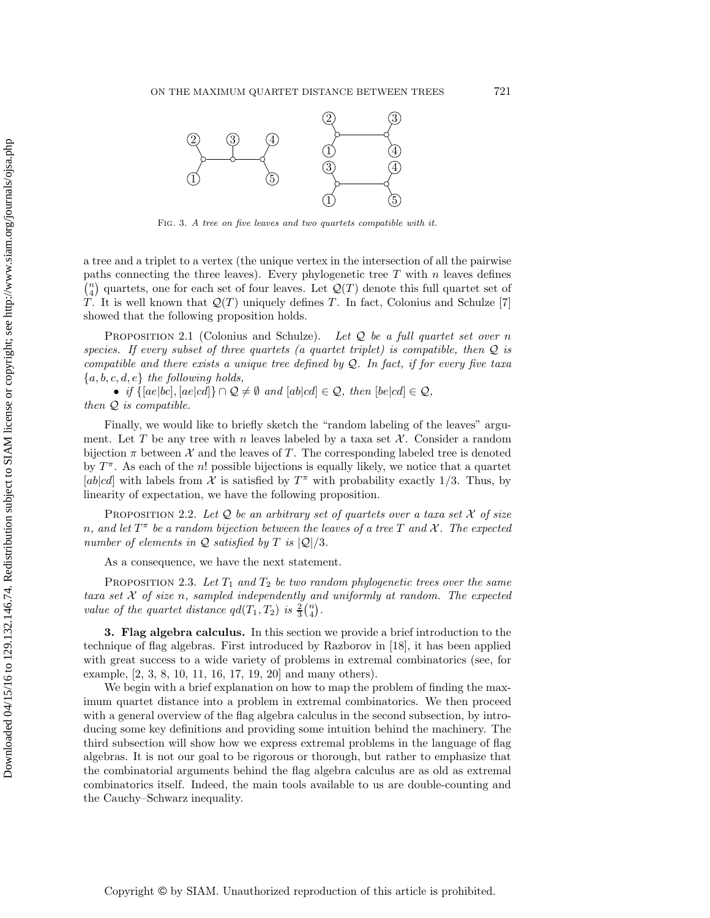Fig. 3. *A tree on five leaves and two quartets compatible with it.*

a tree and a triplet to a vertex (the unique vertex in the intersection of all the pairwise paths connecting the three leaves). Every phylogenetic tree $T$ with $n$ leaves defines $\binom{n}{4}$ quartets, one for each set of four leaves. Let $\mathcal{Q}(T)$ denote this full quartet set of $T$. It is well known that $\mathcal{Q}(T)$ uniquely defines $T$. In fact, Colonius and Schulze [7] showed that the following proposition holds.

Proposition 2.1 (Colonius and Schulze). *Let $\mathcal{Q}$ be a full quartet set over $n$ species. If every subset of three quartets (a quartet triplet) is compatible, then $\mathcal{Q}$ is compatible and there exists a unique tree defined by $\mathcal{Q}$. In fact, if for every five taxa $\{a, b, c, d, e\}$ the following holds,*

- *if $\{[ae|bc], [ae|cd]\} \cap \mathcal{Q} \neq \emptyset$ and $[ab|cd] \in \mathcal{Q}$, then $[be|cd] \in \mathcal{Q}$,*

*then $\mathcal{Q}$ is compatible.*

Finally, we would like to briefly sketch the "random labeling of the leaves" argument. Let $T$ be any tree with $n$ leaves labeled by a taxa set $\mathcal{X}$. Consider a random bijection $\pi$ between $\mathcal{X}$ and the leaves of $T$. The corresponding labeled tree is denoted by $T^\pi$. As each of the $n!$ possible bijections is equally likely, we notice that a quartet $[ab|cd]$ with labels from $\mathcal{X}$ is satisfied by $T^\pi$ with probability exactly 1/3. Thus, by linearity of expectation, we have the following proposition.

Proposition 2.2. *Let $\mathcal{Q}$ be an arbitrary set of quartets over a taxa set $\mathcal{X}$ of size $n$, and let $T^\pi$ be a random bijection between the leaves of a tree $T$ and $\mathcal{X}$. The expected number of elements in $\mathcal{Q}$ satisfied by $T$ is $|\mathcal{Q}|/3$.*

As a consequence, we have the next statement.

Proposition 2.3. *Let $T_1$ and $T_2$ be two random phylogenetic trees over the same taxa set $\mathcal{X}$ of size $n$, sampled independently and uniformly at random. The expected value of the quartet distance $qd(T_1, T_2)$ is $\frac{2}{3}\binom{n}{4}$.*

## 3. Flag algebra calculus.

In this section we provide a brief introduction to the technique of flag algebras. First introduced by Razborov in [18], it has been applied with great success to a wide variety of problems in extremal combinatorics (see, for example, [2, 3, 8, 10, 11, 16, 17, 19, 20] and many others).

We begin with a brief explanation on how to map the problem of finding the maximum quartet distance into a problem in extremal combinatorics. We then proceed with a general overview of the flag algebra calculus in the second subsection, by introducing some key definitions and providing some intuition behind the machinery. The third subsection will show how we express extremal problems in the language of flag algebras. It is not our goal to be rigorous or thorough, but rather to emphasize that the combinatorial arguments behind the flag algebra calculus are as old as extremal combinatorics itself. Indeed, the main tools available to us are double-counting and the Cauchy–Schwarz inequality.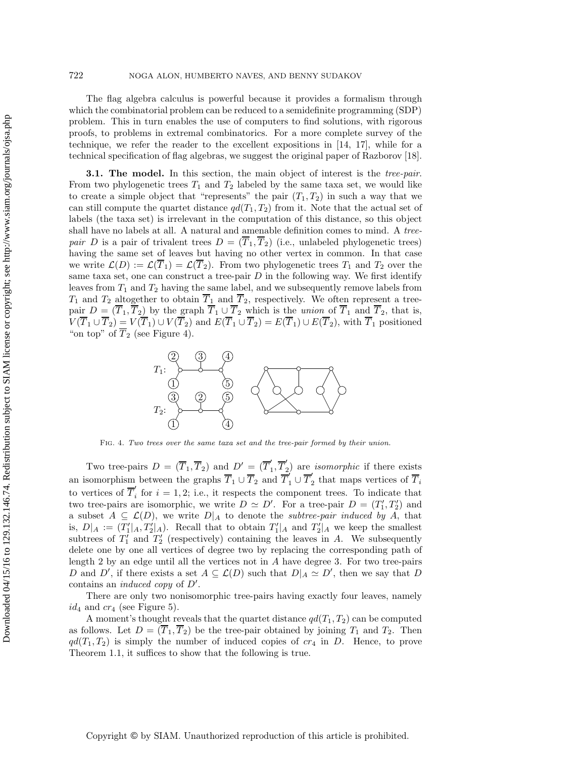The flag algebra calculus is powerful because it provides a formalism through which the combinatorial problem can be reduced to a semidefinite programming (SDP) problem. This in turn enables the use of computers to find solutions, with rigorous proofs, to problems in extremal combinatorics. For a more complete survey of the technique, we refer the reader to the excellent expositions in [14, 17], while for a technical specification of flag algebras, we suggest the original paper of Razborov [18].

**3.1. The model.** In this section, the main object of interest is the *tree-pair*. From two phylogenetic trees $T_1$ and $T_2$ labeled by the same taxa set, we would like to create a simple object that "represents" the pair $(T_1, T_2)$ in such a way that we can still compute the quartet distance $qd(T_1, T_2)$ from it. Note that the actual set of labels (the taxa set) is irrelevant in the computation of this distance, so this object shall have no labels at all. A natural and amenable definition comes to mind. A *tree-pair* $D$ is a pair of trivalent trees $D = (\overline{T}_1, \overline{T}_2)$ (i.e., unlabeled phylogenetic trees) having the same set of leaves but having no other vertex in common. In that case we write $\mathcal{L}(D) := \mathcal{L}(\overline{T}_1) = \mathcal{L}(\overline{T}_2)$. From two phylogenetic trees $T_1$ and $T_2$ over the same taxa set, one can construct a tree-pair $D$ in the following way. We first identify leaves from $T_1$ and $T_2$ having the same label, and we subsequently remove labels from $T_1$ and $T_2$ altogether to obtain $\overline{T}_1$ and $\overline{T}_2$, respectively. We often represent a tree-pair $D = (\overline{T}_1, \overline{T}_2)$ by the graph $\overline{T}_1 \cup \overline{T}_2$ which is the *union* of $\overline{T}_1$ and $\overline{T}_2$, that is, $V(\overline{T}_1 \cup \overline{T}_2) = V(\overline{T}_1) \cup V(\overline{T}_2)$ and $E(\overline{T}_1 \cup \overline{T}_2) = E(\overline{T}_1) \cup E(\overline{T}_2)$, with $\overline{T}_1$ positioned "on top" of $\overline{T}_2$ (see Figure 4).

Fig. 4. *Two trees over the same taxa set and the tree-pair formed by their union.*

Two tree-pairs $D = (\overline{T}_1, \overline{T}_2)$ and $D' = (\overline{T}'_1, \overline{T}'_2)$ are *isomorphic* if there exists an isomorphism between the graphs $\overline{T}_1 \cup \overline{T}_2$ and $\overline{T}'_1 \cup \overline{T}'_2$ that maps vertices of $\overline{T}_i$ to vertices of $\overline{T}'_i$ for $i = 1, 2$; i.e., it respects the component trees. To indicate that two tree-pairs are isomorphic, we write $D \simeq D'$. For a tree-pair $D = (T'_1, T'_2)$ and a subset $A \subseteq \mathcal{L}(D)$, we write $D|_A$ to denote the *subtree-pair induced by* $A$, that is, $D|_A := (T'_1|_A, T'_2|_A)$. Recall that to obtain $T'_1|_A$ and $T'_2|_A$ we keep the smallest subtrees of $T'_1$ and $T'_2$ (respectively) containing the leaves in $A$. We subsequently delete one by one all vertices of degree two by replacing the corresponding path of length 2 by an edge until all the vertices not in $A$ have degree 3. For two tree-pairs $D$ and $D'$, if there exists a set $A \subseteq \mathcal{L}(D)$ such that $D|_A \simeq D'$, then we say that $D$ contains an *induced copy* of $D'$.

There are only two nonisomorphic tree-pairs having exactly four leaves, namely $id_4$ and $cr_4$ (see Figure 5).

A moment's thought reveals that the quartet distance $qd(T_1, T_2)$ can be computed as follows. Let $D = (\overline{T}_1, \overline{T}_2)$ be the tree-pair obtained by joining $T_1$ and $T_2$. Then $qd(T_1, T_2)$ is simply the number of induced copies of $cr_4$ in $D$. Hence, to prove Theorem 1.1, it suffices to show that the following is true.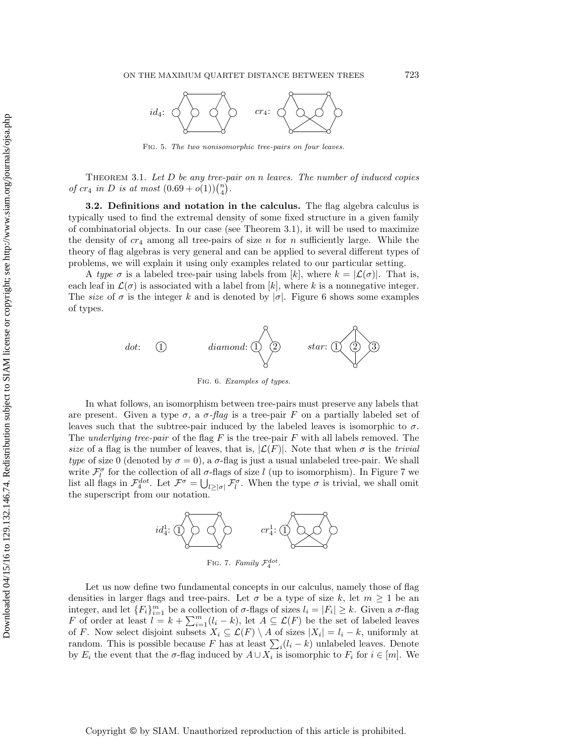Fig. 5. *The two nonisomorphic tree-pairs on four leaves.*

Theorem 3.1. *Let $D$ be any tree-pair on $n$ leaves. The number of induced copies of $cr_4$ in $D$ is at most $(0.69 + o(1))\binom{n}{4}$.*

**3.2. Definitions and notation in the calculus.** The flag algebra calculus is typically used to find the extremal density of some fixed structure in a given family of combinatorial objects. In our case (see Theorem 3.1), it will be used to maximize the density of $cr_4$ among all tree-pairs of size $n$ for $n$ sufficiently large. While the theory of flag algebras is very general and can be applied to several different types of problems, we will explain it using only examples related to our particular setting.

A *type* $\sigma$ is a labeled tree-pair using labels from $[k]$, where $k = |\mathcal{L}(\sigma)|$. That is, each leaf in $\mathcal{L}(\sigma)$ is associated with a label from $[k]$, where $k$ is a nonnegative integer. The *size* of $\sigma$ is the integer $k$ and is denoted by $|\sigma|$. Figure 6 shows some examples of types.

Fig. 6. *Examples of types.*

In what follows, an isomorphism between tree-pairs must preserve any labels that are present. Given a type $\sigma$, a $\sigma$*-flag* is a tree-pair $F$ on a partially labeled set of leaves such that the subtree-pair induced by the labeled leaves is isomorphic to $\sigma$. The *underlying tree-pair* of the flag $F$ is the tree-pair $F$ with all labels removed. The *size* of a flag is the number of leaves, that is, $|\mathcal{L}(F)|$. Note that when $\sigma$ is the *trivial type* of size 0 (denoted by $\sigma = 0$), a $\sigma$-flag is just a usual unlabeled tree-pair. We shall write $\mathcal{F}_l^\sigma$ for the collection of all $\sigma$-flags of size $l$ (up to isomorphism). In Figure 7 we list all flags in $\mathcal{F}_4^{dot}$. Let $\mathcal{F}^\sigma = \bigcup_{l \geq |\sigma|} \mathcal{F}_l^\sigma$. When the type $\sigma$ is trivial, we shall omit the superscript from our notation.

Fig. 7. *Family $\mathcal{F}_4^{dot}$.*

Let us now define two fundamental concepts in our calculus, namely those of flag densities in larger flags and tree-pairs. Let $\sigma$ be a type of size $k$, let $m \geq 1$ be an integer, and let $\{F_i\}_{i=1}^m$ be a collection of $\sigma$-flags of sizes $l_i = |F_i| \geq k$. Given a $\sigma$-flag $F$ of order at least $l = k + \sum_{i=1}^m (l_i - k)$, let $A \subseteq \mathcal{L}(F)$ be the set of labeled leaves of $F$. Now select disjoint subsets $X_i \subseteq \mathcal{L}(F) \setminus A$ of sizes $|X_i| = l_i - k$, uniformly at random. This is possible because $F$ has at least $\sum_i (l_i - k)$ unlabeled leaves. Denote by $E_i$ the event that the $\sigma$-flag induced by $A \cup X_i$ is isomorphic to $F_i$ for $i \in [m]$. We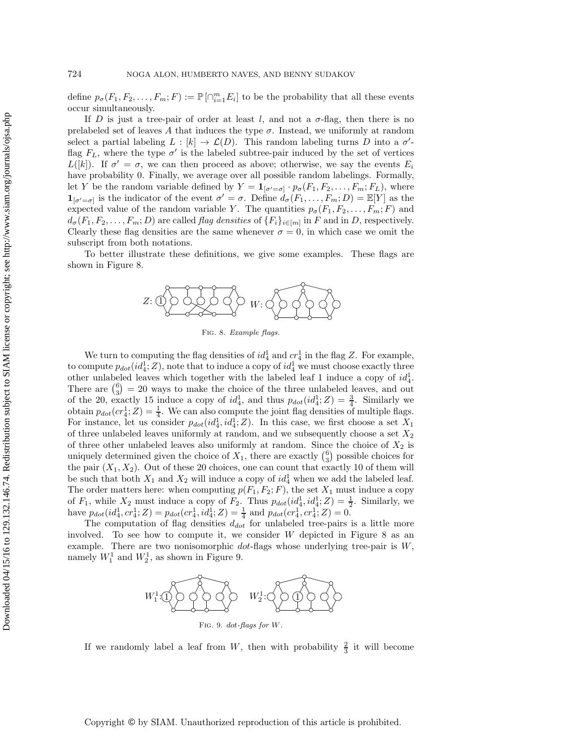define $p_\sigma(F_1, F_2, \ldots, F_m; F) := \mathbb{P}\left[\cap_{i=1}^m E_i\right]$ to be the probability that all these events occur simultaneously.

If $D$ is just a tree-pair of order at least $l$, and not a $\sigma$-flag, then there is no prelabeled set of leaves $A$ that induces the type $\sigma$. Instead, we uniformly at random select a partial labeling $L : [k] \to \mathcal{L}(D)$. This random labeling turns $D$ into a $\sigma'$-flag $F_L$, where the type $\sigma'$ is the labeled subtree-pair induced by the set of vertices $L([k])$. If $\sigma' = \sigma$, we can then proceed as above; otherwise, we say the events $E_i$ have probability 0. Finally, we average over all possible random labelings. Formally, let $Y$ be the random variable defined by $Y = \mathbf{1}_{[\sigma'=\sigma]} \cdot p_\sigma(F_1, F_2, \ldots, F_m; F_L)$, where $\mathbf{1}_{[\sigma'=\sigma]}$ is the indicator of the event $\sigma' = \sigma$. Define $d_\sigma(F_1, \ldots, F_m; D) = \mathbb{E}[Y]$ as the expected value of the random variable $Y$. The quantities $p_\sigma(F_1, F_2, \ldots, F_m; F)$ and $d_\sigma(F_1, F_2, \ldots, F_m; D)$ are called *flag densities* of $\{F_i\}_{i\in[m]}$ in $F$ and in $D$, respectively. Clearly these flag densities are the same whenever $\sigma = 0$, in which case we omit the subscript from both notations.

To better illustrate these definitions, we give some examples. These flags are shown in Figure 8.

Fig. 8. *Example flags.*

We turn to computing the flag densities of $id_4^1$ and $cr_4^1$ in the flag $Z$. For example, to compute $p_{dot}(id_4^1; Z)$, note that to induce a copy of $id_4^1$ we must choose exactly three other unlabeled leaves which together with the labeled leaf 1 induce a copy of $id_4^1$. There are $\binom{6}{3} = 20$ ways to make the choice of the three unlabeled leaves, and out of the 20, exactly 15 induce a copy of $id_4^1$, and thus $p_{dot}(id_4^1; Z) = \frac{3}{4}$. Similarly we obtain $p_{dot}(cr_4^1; Z) = \frac{1}{4}$. We can also compute the joint flag densities of multiple flags. For instance, let us consider $p_{dot}(id_4^1, id_4^1; Z)$. In this case, we first choose a set $X_1$ of three unlabeled leaves uniformly at random, and we subsequently choose a set $X_2$ of three other unlabeled leaves also uniformly at random. Since the choice of $X_2$ is uniquely determined given the choice of $X_1$, there are exactly $\binom{6}{3}$ possible choices for the pair $(X_1, X_2)$. Out of these 20 choices, one can count that exactly 10 of them will be such that both $X_1$ and $X_2$ will induce a copy of $id_4^1$ when we add the labeled leaf. The order matters here: when computing $p(F_1, F_2; F)$, the set $X_1$ must induce a copy of $F_1$, while $X_2$ must induce a copy of $F_2$. Thus $p_{dot}(id_4^1, id_4^1; Z) = \frac{1}{2}$. Similarly, we have $p_{dot}(id_4^1, cr_4^1; Z) = p_{dot}(cr_4^1, id_4^1; Z) = \frac{1}{4}$ and $p_{dot}(cr_4^1, cr_4^1; Z) = 0$.

The computation of flag densities $d_{dot}$ for unlabeled tree-pairs is a little more involved. To see how to compute it, we consider $W$ depicted in Figure 8 as an example. There are two nonisomorphic *dot*-flags whose underlying tree-pair is $W$, namely $W_1^1$ and $W_2^1$, as shown in Figure 9.

Fig. 9. *dot-flags for $W$.*

If we randomly label a leaf from $W$, then with probability $\frac{2}{3}$ it will become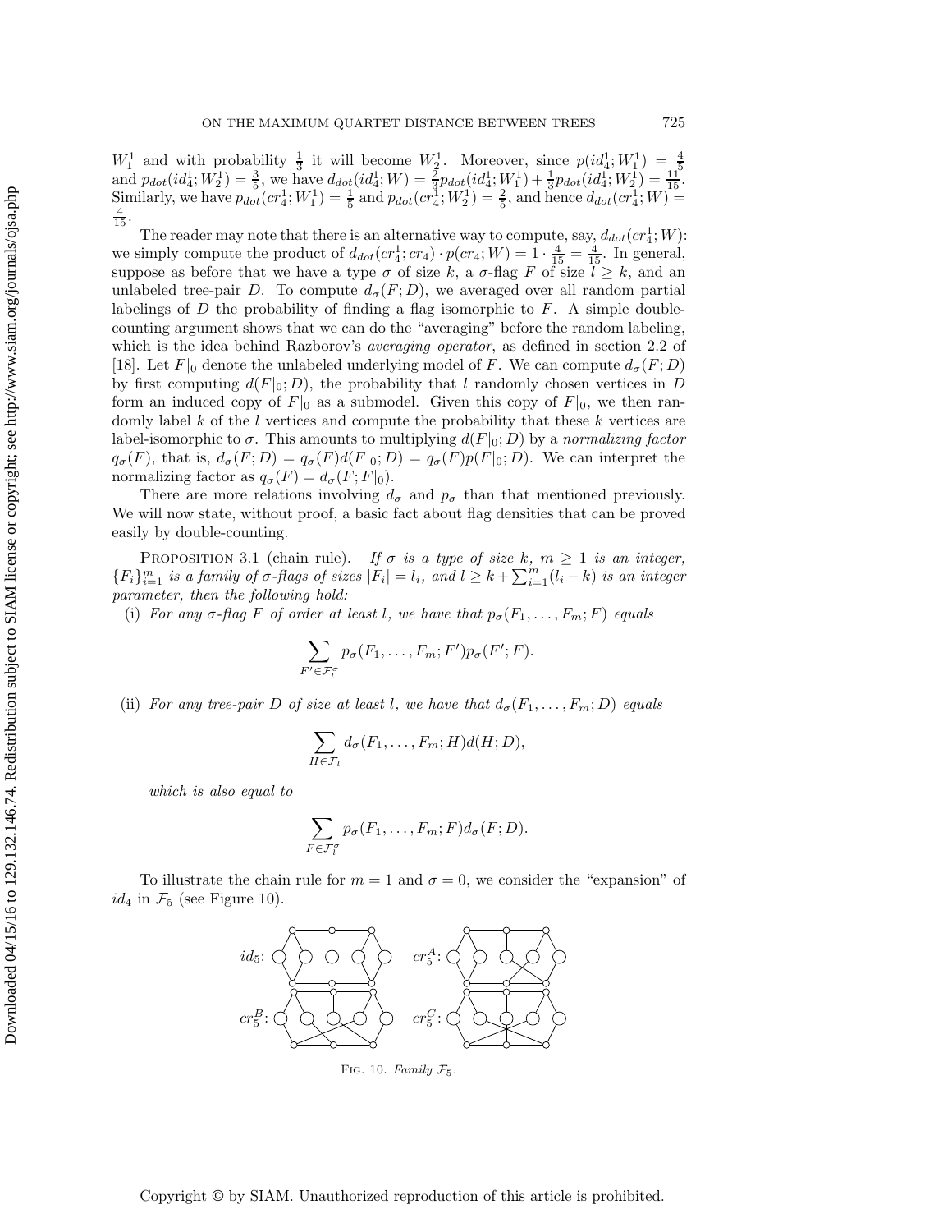$W_1^1$ and with probability $\frac{1}{3}$ it will become $W_2^1$. Moreover, since $p(id_4^1; W_1^1) = \frac{4}{5}$ and $p_{dot}(id_4^1; W_2^1) = \frac{3}{5}$, we have $d_{dot}(id_4^1; W) = \frac{2}{3}p_{dot}(id_4^1; W_1^1) + \frac{1}{3}p_{dot}(id_4^1; W_2^1) = \frac{11}{15}$. Similarly, we have $p_{dot}(cr_4^1; W_1^1) = \frac{1}{5}$ and $p_{dot}(cr_4^1; W_2^1) = \frac{2}{5}$, and hence $d_{dot}(cr_4^1; W) = \frac{4}{15}$.

The reader may note that there is an alternative way to compute, say, $d_{dot}(cr_4^1; W)$: we simply compute the product of $d_{dot}(cr_4^1; cr_4) \cdot p(cr_4; W) = 1 \cdot \frac{4}{15} = \frac{4}{15}$. In general, suppose as before that we have a type $\sigma$ of size $k$, a $\sigma$-flag $F$ of size $l \geq k$, and an unlabeled tree-pair $D$. To compute $d_\sigma(F; D)$, we averaged over all random partial labelings of $D$ the probability of finding a flag isomorphic to $F$. A simple double-counting argument shows that we can do the "averaging" before the random labeling, which is the idea behind Razborov's *averaging operator*, as defined in section 2.2 of [18]. Let $F|_0$ denote the unlabeled underlying model of $F$. We can compute $d_\sigma(F; D)$ by first computing $d(F|_0; D)$, the probability that $l$ randomly chosen vertices in $D$ form an induced copy of $F|_0$ as a submodel. Given this copy of $F|_0$, we then randomly label $k$ of the $l$ vertices and compute the probability that these $k$ vertices are label-isomorphic to $\sigma$. This amounts to multiplying $d(F|_0; D)$ by a *normalizing factor* $q_\sigma(F)$, that is, $d_\sigma(F; D) = q_\sigma(F)d(F|_0; D) = q_\sigma(F)p(F|_0; D)$. We can interpret the normalizing factor as $q_\sigma(F) = d_\sigma(F; F|_0)$.

There are more relations involving $d_\sigma$ and $p_\sigma$ than that mentioned previously. We will now state, without proof, a basic fact about flag densities that can be proved easily by double-counting.

Proposition 3.1 (chain rule). *If $\sigma$ is a type of size $k$, $m \geq 1$ is an integer, $\{F_i\}_{i=1}^m$ is a family of $\sigma$-flags of sizes $|F_i| = l_i$, and $l \geq k + \sum_{i=1}^m (l_i - k)$ is an integer parameter, then the following hold:*

(i) *For any $\sigma$-flag $F$ of order at least $l$, we have that $p_\sigma(F_1, \ldots, F_m; F)$ equals*

$$\sum_{F' \in \mathcal{F}_l^\sigma} p_\sigma(F_1, \ldots, F_m; F')p_\sigma(F'; F).$$

(ii) *For any tree-pair $D$ of size at least $l$, we have that $d_\sigma(F_1, \ldots, F_m; D)$ equals*

$$\sum_{H \in \mathcal{F}_l} d_\sigma(F_1, \ldots, F_m; H)d(H; D),$$

*which is also equal to*

$$\sum_{F \in \mathcal{F}_l^\sigma} p_\sigma(F_1, \ldots, F_m; F)d_\sigma(F; D).$$

To illustrate the chain rule for $m = 1$ and $\sigma = 0$, we consider the "expansion" of $id_4$ in $\mathcal{F}_5$ (see Figure 10).

Fig. 10. *Family $\mathcal{F}_5$.*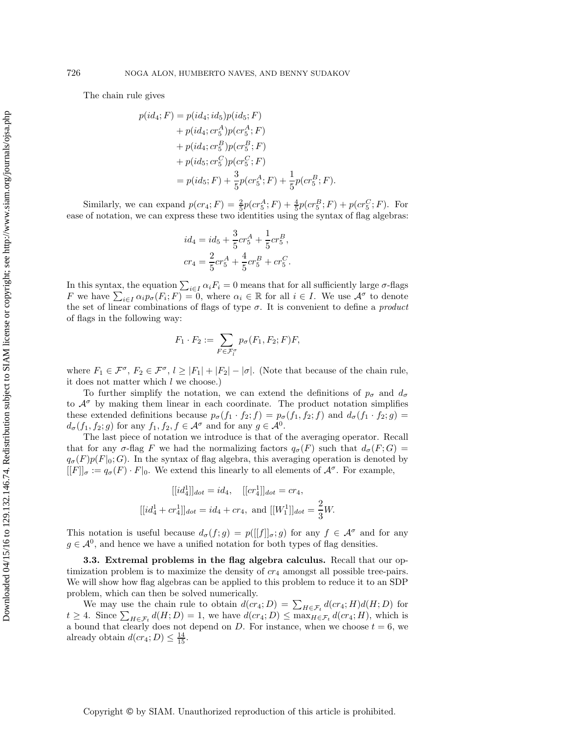The chain rule gives

$$
\begin{aligned}
p(id_4; F) &= p(id_4; id_5)p(id_5; F) \\
&\quad + p(id_4; cr_5^A)p(cr_5^A; F) \\
&\quad + p(id_4; cr_5^B)p(cr_5^B; F) \\
&\quad + p(id_5; cr_5^C)p(cr_5^C; F) \\
&= p(id_5; F) + \frac{3}{5}p(cr_5^A; F) + \frac{1}{5}p(cr_5^B; F).
\end{aligned}
$$

Similarly, we can expand $p(cr_4; F) = \frac{2}{5}p(cr_5^A; F) + \frac{4}{5}p(cr_5^B; F) + p(cr_5^C; F)$. For ease of notation, we can express these two identities using the syntax of flag algebras:

$$
\begin{aligned}
id_4 &= id_5 + \frac{3}{5}cr_5^A + \frac{1}{5}cr_5^B, \\
cr_4 &= \frac{2}{5}cr_5^A + \frac{4}{5}cr_5^B + cr_5^C.
\end{aligned}
$$

In this syntax, the equation $\sum_{i \in I} \alpha_i F_i = 0$ means that for all sufficiently large $\sigma$-flags $F$ we have $\sum_{i \in I} \alpha_i p_\sigma(F_i; F) = 0$, where $\alpha_i \in \mathbb{R}$ for all $i \in I$. We use $\mathcal{A}^\sigma$ to denote the set of linear combinations of flags of type $\sigma$. It is convenient to define a *product* of flags in the following way:

$$
F_1 \cdot F_2 := \sum_{F \in \mathcal{F}_l^\sigma} p_\sigma(F_1, F_2; F)F,
$$

where $F_1 \in \mathcal{F}^\sigma$, $F_2 \in \mathcal{F}^\sigma$, $l \geq |F_1| + |F_2| - |\sigma|$. (Note that because of the chain rule, it does not matter which $l$ we choose.)

To further simplify the notation, we can extend the definitions of $p_\sigma$ and $d_\sigma$ to $\mathcal{A}^\sigma$ by making them linear in each coordinate. The product notation simplifies these extended definitions because $p_\sigma(f_1 \cdot f_2; f) = p_\sigma(f_1, f_2; f)$ and $d_\sigma(f_1 \cdot f_2; g) = d_\sigma(f_1, f_2; g)$ for any $f_1, f_2, f \in \mathcal{A}^\sigma$ and for any $g \in \mathcal{A}^0$.

The last piece of notation we introduce is that of the averaging operator. Recall that for any $\sigma$-flag $F$ we had the normalizing factors $q_\sigma(F)$ such that $d_\sigma(F; G) = q_\sigma(F)p(F|_0; G)$. In the syntax of flag algebra, this averaging operation is denoted by $[[F]]_\sigma := q_\sigma(F) \cdot F|_0$. We extend this linearly to all elements of $\mathcal{A}^\sigma$. For example,

$$
[[id_4^1]]_{dot} = id_4, \quad [[cr_4^1]]_{dot} = cr_4,
$$

$$
[[id_4^1 + cr_4^1]]_{dot} = id_4 + cr_4, \text{ and } [[W_1^1]]_{dot} = \frac{2}{3}W.
$$

This notation is useful because $d_\sigma(f; g) = p([[f]]_\sigma; g)$ for any $f \in \mathcal{A}^\sigma$ and for any $g \in \mathcal{A}^0$, and hence we have a unified notation for both types of flag densities.

**3.3. Extremal problems in the flag algebra calculus.** Recall that our optimization problem is to maximize the density of $cr_4$ amongst all possible tree-pairs. We will show how flag algebras can be applied to this problem to reduce it to an SDP problem, which can then be solved numerically.

We may use the chain rule to obtain $d(cr_4; D) = \sum_{H \in \mathcal{F}_t} d(cr_4; H)d(H; D)$ for $t \geq 4$. Since $\sum_{H \in \mathcal{F}_t} d(H; D) = 1$, we have $d(cr_4; D) \leq \max_{H \in \mathcal{F}_t} d(cr_4; H)$, which is a bound that clearly does not depend on $D$. For instance, when we choose $t = 6$, we already obtain $d(cr_4; D) \leq \frac{14}{15}$.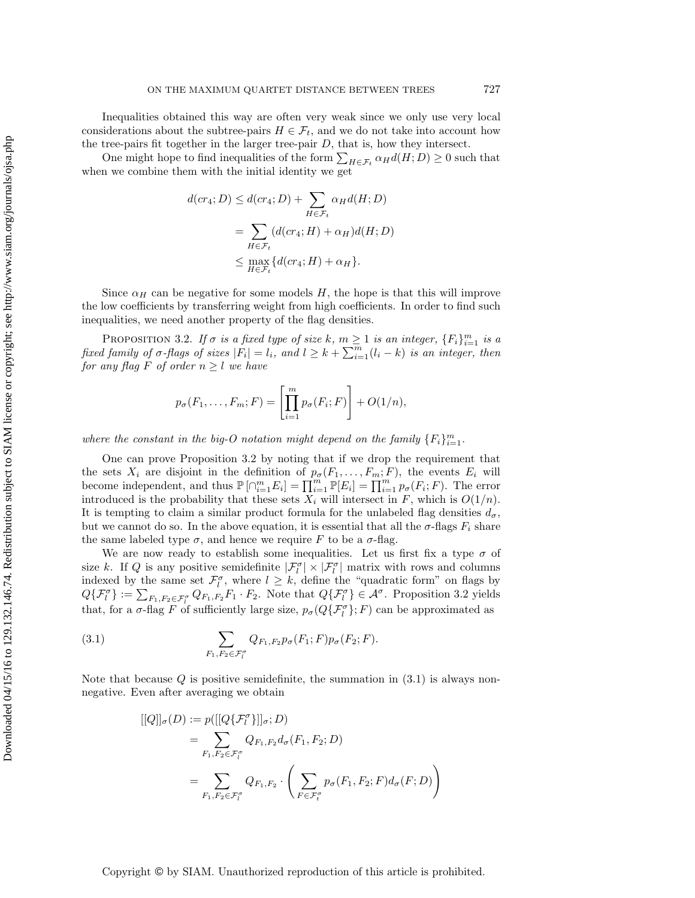Inequalities obtained this way are often very weak since we only use very local considerations about the subtree-pairs $H \in \mathcal{F}_t$, and we do not take into account how the tree-pairs fit together in the larger tree-pair $D$, that is, how they intersect.

One might hope to find inequalities of the form $\sum_{H \in \mathcal{F}_t} \alpha_H d(H; D) \geq 0$ such that when we combine them with the initial identity we get

$$
\begin{aligned}
d(cr_4; D) &\leq d(cr_4; D) + \sum_{H \in \mathcal{F}_t} \alpha_H d(H; D) \\
&= \sum_{H \in \mathcal{F}_t} (d(cr_4; H) + \alpha_H) d(H; D) \\
&\leq \max_{H \in \mathcal{F}_t} \{d(cr_4; H) + \alpha_H\}.
\end{aligned}
$$

Since $\alpha_H$ can be negative for some models $H$, the hope is that this will improve the low coefficients by transferring weight from high coefficients. In order to find such inequalities, we need another property of the flag densities.

Proposition 3.2. *If $\sigma$ is a fixed type of size $k$, $m \geq 1$ is an integer, $\{F_i\}_{i=1}^m$ is a fixed family of $\sigma$-flags of sizes $|F_i| = l_i$, and $l \geq k + \sum_{i=1}^m (l_i - k)$ is an integer, then for any flag $F$ of order $n \geq l$ we have*

$$
p_\sigma(F_1, \ldots, F_m; F) = \left[\prod_{i=1}^m p_\sigma(F_i; F)\right] + O(1/n),
$$

*where the constant in the big-O notation might depend on the family $\{F_i\}_{i=1}^m$.*

One can prove Proposition 3.2 by noting that if we drop the requirement that the sets $X_i$ are disjoint in the definition of $p_\sigma(F_1, \ldots, F_m; F)$, the events $E_i$ will become independent, and thus $\mathbb{P}\left[\cap_{i=1}^m E_i\right] = \prod_{i=1}^m \mathbb{P}[E_i] = \prod_{i=1}^m p_\sigma(F_i; F)$. The error introduced is the probability that these sets $X_i$ will intersect in $F$, which is $O(1/n)$. It is tempting to claim a similar product formula for the unlabeled flag densities $d_\sigma$, but we cannot do so. In the above equation, it is essential that all the $\sigma$-flags $F_i$ share the same labeled type $\sigma$, and hence we require $F$ to be a $\sigma$-flag.

We are now ready to establish some inequalities. Let us first fix a type $\sigma$ of size $k$. If $Q$ is any positive semidefinite $|\mathcal{F}_l^\sigma| \times |\mathcal{F}_l^\sigma|$ matrix with rows and columns indexed by the same set $\mathcal{F}_l^\sigma$, where $l \geq k$, define the "quadratic form" on flags by $Q\{\mathcal{F}_l^\sigma\} := \sum_{F_1, F_2 \in \mathcal{F}_l^\sigma} Q_{F_1, F_2} F_1 \cdot F_2$. Note that $Q\{\mathcal{F}_l^\sigma\} \in \mathcal{A}^\sigma$. Proposition 3.2 yields that, for a $\sigma$-flag $F$ of sufficiently large size, $p_\sigma(Q\{\mathcal{F}_l^\sigma\}; F)$ can be approximated as

$$
\sum_{F_1, F_2 \in \mathcal{F}_l^\sigma} Q_{F_1, F_2} p_\sigma(F_1; F) p_\sigma(F_2; F). \tag{3.1}
$$

Note that because $Q$ is positive semidefinite, the summation in (3.1) is always nonnegative. Even after averaging we obtain

$$
\begin{aligned}
[[Q]]_\sigma(D) &:= p([[Q\{\mathcal{F}_l^\sigma\}]]_\sigma; D) \\
&= \sum_{F_1, F_2 \in \mathcal{F}_l^\sigma} Q_{F_1, F_2} d_\sigma(F_1, F_2; D) \\
&= \sum_{F_1, F_2 \in \mathcal{F}_l^\sigma} Q_{F_1, F_2} \cdot \left( \sum_{F \in \mathcal{F}_l^\sigma} p_\sigma(F_1, F_2; F) d_\sigma(F; D) \right)
\end{aligned}
$$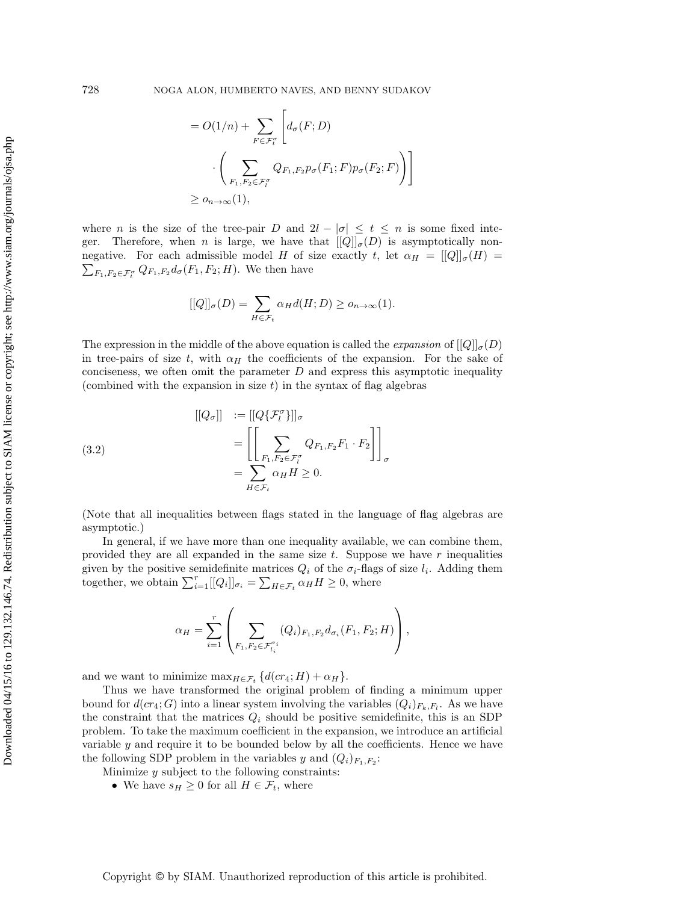$$
\begin{aligned}
&= O(1/n) + \sum_{F \in \mathcal{F}_t^\sigma} \Bigg[ d_\sigma(F; D) \\
&\qquad \cdot \Bigg( \sum_{F_1, F_2 \in \mathcal{F}_l^\sigma} Q_{F_1,F_2} p_\sigma(F_1; F) p_\sigma(F_2; F) \Bigg) \Bigg] \\
&\geq o_{n\to\infty}(1),
\end{aligned}
$$

where $n$ is the size of the tree-pair $D$ and $2l - |\sigma| \leq t \leq n$ is some fixed integer. Therefore, when $n$ is large, we have that $[[Q]]_\sigma(D)$ is asymptotically nonnegative. For each admissible model $H$ of size exactly $t$, let $\alpha_H = [[Q]]_\sigma(H) = \sum_{F_1,F_2 \in \mathcal{F}_l^\sigma} Q_{F_1,F_2} d_\sigma(F_1, F_2; H)$. We then have

$$
[[Q]]_\sigma(D) = \sum_{H \in \mathcal{F}_t} \alpha_H d(H; D) \geq o_{n\to\infty}(1).
$$

The expression in the middle of the above equation is called the *expansion* of $[[Q]]_\sigma(D)$ in tree-pairs of size $t$, with $\alpha_H$ the coefficients of the expansion. For the sake of conciseness, we often omit the parameter $D$ and express this asymptotic inequality (combined with the expansion in size $t$) in the syntax of flag algebras

$$
\begin{aligned}
[[Q_\sigma]] &:= [[Q\{\mathcal{F}_l^\sigma\}]]_\sigma \\
&= \left[\left[ \sum_{F_1,F_2 \in \mathcal{F}_l^\sigma} Q_{F_1,F_2} F_1 \cdot F_2 \right]\right]_\sigma \\
&= \sum_{H \in \mathcal{F}_t} \alpha_H H \geq 0.
\end{aligned} \tag{3.2}
$$

(Note that all inequalities between flags stated in the language of flag algebras are asymptotic.)

In general, if we have more than one inequality available, we can combine them, provided they are all expanded in the same size $t$. Suppose we have $r$ inequalities given by the positive semidefinite matrices $Q_i$ of the $\sigma_i$-flags of size $l_i$. Adding them together, we obtain $\sum_{i=1}^r [[Q_i]]_{\sigma_i} = \sum_{H \in \mathcal{F}_t} \alpha_H H \geq 0$, where

$$
\alpha_H = \sum_{i=1}^r \left( \sum_{F_1,F_2 \in \mathcal{F}_{l_i}^{\sigma_i}} (Q_i)_{F_1,F_2} d_{\sigma_i}(F_1, F_2; H) \right),
$$

and we want to minimize $\max_{H \in \mathcal{F}_t} \{d(cr_4; H) + \alpha_H\}$.

Thus we have transformed the original problem of finding a minimum upper bound for $d(cr_4; G)$ into a linear system involving the variables $(Q_i)_{F_k,F_l}$. As we have the constraint that the matrices $Q_i$ should be positive semidefinite, this is an SDP problem. To take the maximum coefficient in the expansion, we introduce an artificial variable $y$ and require it to be bounded below by all the coefficients. Hence we have the following SDP problem in the variables $y$ and $(Q_i)_{F_1,F_2}$:

Minimize $y$ subject to the following constraints:

- We have $s_H \geq 0$ for all $H \in \mathcal{F}_t$, where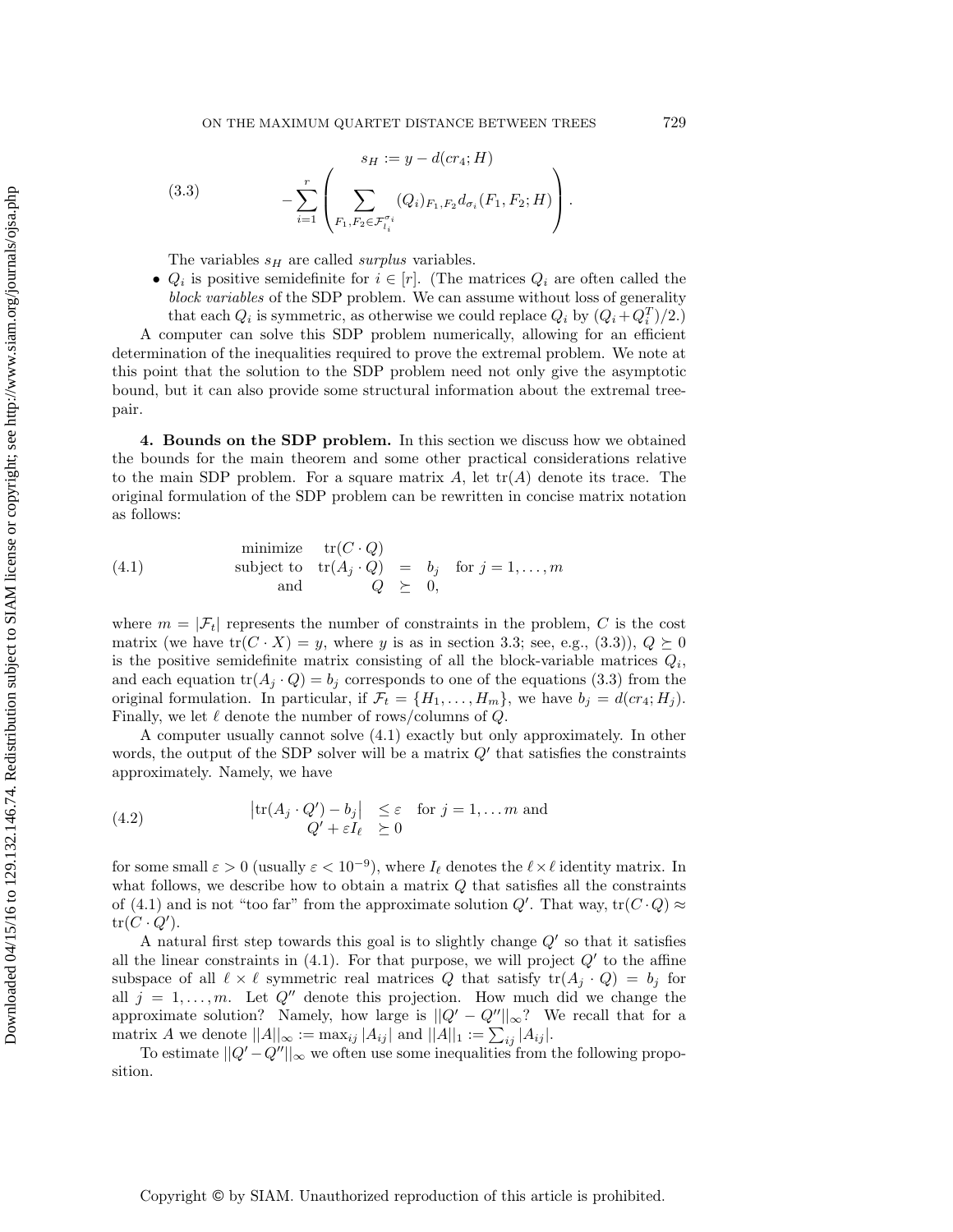$$s_H := y - d(cr_4; H) \tag{3.3}$$
$$- \sum_{i=1}^{r} \left( \sum_{F_1, F_2 \in \mathcal{F}_{l_i}^{\sigma_i}} (Q_i)_{F_1,F_2} d_{\sigma_i}(F_1, F_2; H) \right).$$

The variables $s_H$ are called *surplus* variables.

- $Q_i$ is positive semidefinite for $i \in [r]$. (The matrices $Q_i$ are often called the *block variables* of the SDP problem. We can assume without loss of generality that each $Q_i$ is symmetric, as otherwise we could replace $Q_i$ by $(Q_i + Q_i^T)/2$.)

A computer can solve this SDP problem numerically, allowing for an efficient determination of the inequalities required to prove the extremal problem. We note at this point that the solution to the SDP problem need not only give the asymptotic bound, but it can also provide some structural information about the extremal tree-pair.

## 4. Bounds on the SDP problem.

In this section we discuss how we obtained the bounds for the main theorem and some other practical considerations relative to the main SDP problem. For a square matrix $A$, let $\text{tr}(A)$ denote its trace. The original formulation of the SDP problem can be rewritten in concise matrix notation as follows:

$$\begin{array}{rrcll} \text{minimize} & \text{tr}(C \cdot Q) & & & \\ \text{subject to} & \text{tr}(A_j \cdot Q) & = & b_j & \text{for } j = 1, \ldots, m \\ \text{and} & Q & \succeq & 0, & \end{array} \tag{4.1}$$

where $m = |\mathcal{F}_t|$ represents the number of constraints in the problem, $C$ is the cost matrix (we have $\text{tr}(C \cdot X) = y$, where $y$ is as in section 3.3; see, e.g., (3.3)), $Q \succeq 0$ is the positive semidefinite matrix consisting of all the block-variable matrices $Q_i$, and each equation $\text{tr}(A_j \cdot Q) = b_j$ corresponds to one of the equations (3.3) from the original formulation. In particular, if $\mathcal{F}_t = \{H_1, \ldots, H_m\}$, we have $b_j = d(cr_4; H_j)$. Finally, we let $\ell$ denote the number of rows/columns of $Q$.

A computer usually cannot solve (4.1) exactly but only approximately. In other words, the output of the SDP solver will be a matrix $Q'$ that satisfies the constraints approximately. Namely, we have

$$\begin{array}{rll} \left|\text{tr}(A_j \cdot Q') - b_j\right| & \leq \varepsilon & \text{for } j = 1, \ldots m \text{ and} \\ Q' + \varepsilon I_\ell & \succeq 0 & \end{array} \tag{4.2}$$

for some small $\varepsilon > 0$ (usually $\varepsilon < 10^{-9}$), where $I_\ell$ denotes the $\ell \times \ell$ identity matrix. In what follows, we describe how to obtain a matrix $Q$ that satisfies all the constraints of (4.1) and is not "too far" from the approximate solution $Q'$. That way, $\text{tr}(C \cdot Q) \approx \text{tr}(C \cdot Q')$.

A natural first step towards this goal is to slightly change $Q'$ so that it satisfies all the linear constraints in (4.1). For that purpose, we will project $Q'$ to the affine subspace of all $\ell \times \ell$ symmetric real matrices $Q$ that satisfy $\text{tr}(A_j \cdot Q) = b_j$ for all $j = 1, \ldots, m$. Let $Q''$ denote this projection. How much did we change the approximate solution? Namely, how large is $||Q' - Q''||_\infty$? We recall that for a matrix $A$ we denote $||A||_\infty := \max_{ij} |A_{ij}|$ and $||A||_1 := \sum_{ij} |A_{ij}|$.

To estimate $||Q' - Q''||_\infty$ we often use some inequalities from the following proposition.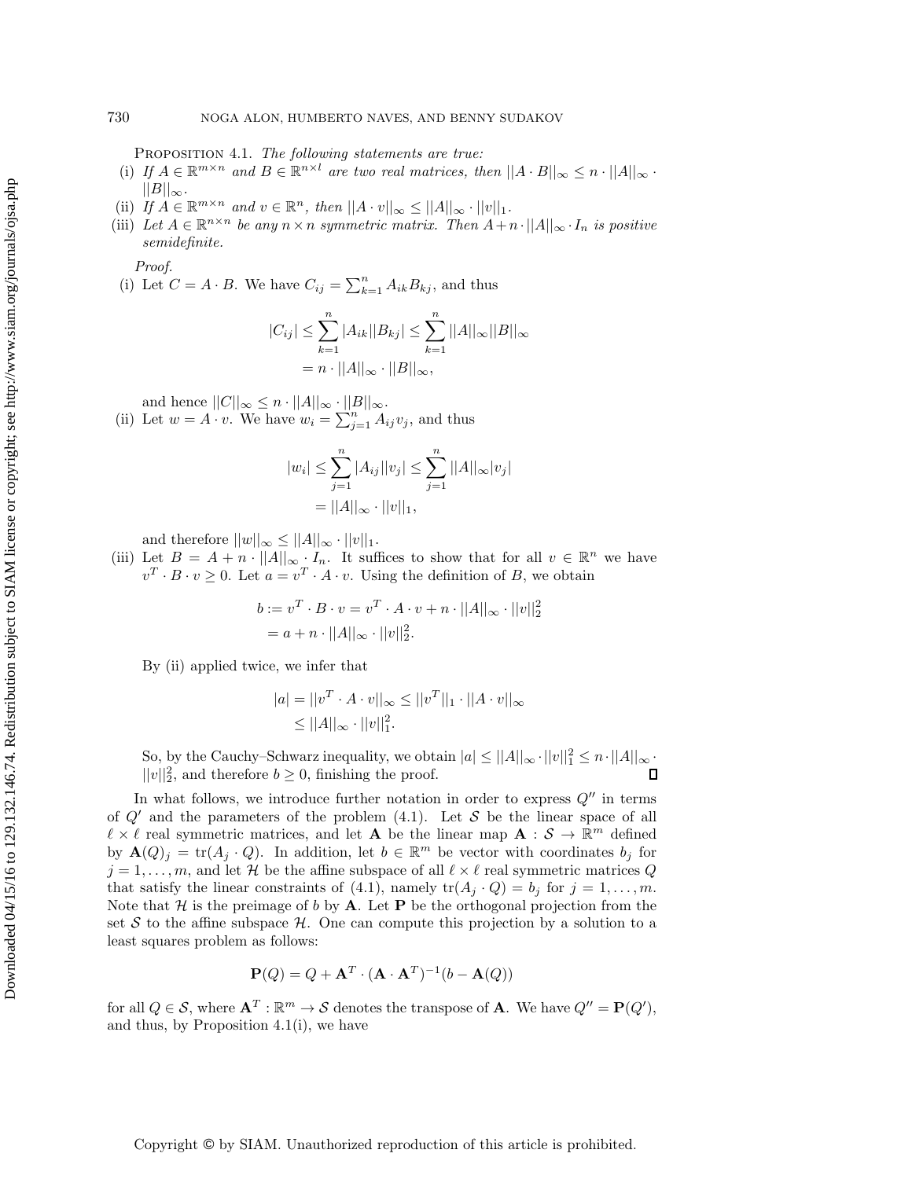PROPOSITION 4.1. *The following statements are true:*

(i) *If $A \in \mathbb{R}^{m\times n}$ and $B \in \mathbb{R}^{n\times l}$ are two real matrices, then $||A \cdot B||_\infty \le n \cdot ||A||_\infty \cdot ||B||_\infty$.*

(ii) *If $A \in \mathbb{R}^{m\times n}$ and $v \in \mathbb{R}^n$, then $||A \cdot v||_\infty \le ||A||_\infty \cdot ||v||_1$.*

(iii) *Let $A \in \mathbb{R}^{n\times n}$ be any $n \times n$ symmetric matrix. Then $A + n \cdot ||A||_\infty \cdot I_n$ is positive semidefinite.*

*Proof.*

(i) Let $C = A \cdot B$. We have $C_{ij} = \sum_{k=1}^{n} A_{ik}B_{kj}$, and thus

$$|C_{ij}| \le \sum_{k=1}^{n} |A_{ik}||B_{kj}| \le \sum_{k=1}^{n} ||A||_\infty ||B||_\infty = n \cdot ||A||_\infty \cdot ||B||_\infty,$$

and hence $||C||_\infty \le n \cdot ||A||_\infty \cdot ||B||_\infty$.

(ii) Let $w = A \cdot v$. We have $w_i = \sum_{j=1}^{n} A_{ij}v_j$, and thus

$$|w_i| \le \sum_{j=1}^{n} |A_{ij}||v_j| \le \sum_{j=1}^{n} ||A||_\infty |v_j| = ||A||_\infty \cdot ||v||_1,$$

and therefore $||w||_\infty \le ||A||_\infty \cdot ||v||_1$.

(iii) Let $B = A + n \cdot ||A||_\infty \cdot I_n$. It suffices to show that for all $v \in \mathbb{R}^n$ we have $v^T \cdot B \cdot v \ge 0$. Let $a = v^T \cdot A \cdot v$. Using the definition of $B$, we obtain

$$b := v^T \cdot B \cdot v = v^T \cdot A \cdot v + n \cdot ||A||_\infty \cdot ||v||_2^2 = a + n \cdot ||A||_\infty \cdot ||v||_2^2.$$

By (ii) applied twice, we infer that

$$|a| = ||v^T \cdot A \cdot v||_\infty \le ||v^T||_1 \cdot ||A \cdot v||_\infty \le ||A||_\infty \cdot ||v||_1^2.$$

So, by the Cauchy–Schwarz inequality, we obtain $|a| \le ||A||_\infty \cdot ||v||_1^2 \le n \cdot ||A||_\infty \cdot ||v||_2^2$, and therefore $b \ge 0$, finishing the proof. ∎

In what follows, we introduce further notation in order to express $Q''$ in terms of $Q'$ and the parameters of the problem (4.1). Let $\mathcal{S}$ be the linear space of all $\ell \times \ell$ real symmetric matrices, and let $\mathbf{A}$ be the linear map $\mathbf{A} : \mathcal{S} \to \mathbb{R}^m$ defined by $\mathbf{A}(Q)_j = \mathrm{tr}(A_j \cdot Q)$. In addition, let $b \in \mathbb{R}^m$ be vector with coordinates $b_j$ for $j = 1, \ldots, m$, and let $\mathcal{H}$ be the affine subspace of all $\ell \times \ell$ real symmetric matrices $Q$ that satisfy the linear constraints of (4.1), namely $\mathrm{tr}(A_j \cdot Q) = b_j$ for $j = 1, \ldots, m$. Note that $\mathcal{H}$ is the preimage of $b$ by $\mathbf{A}$. Let $\mathbf{P}$ be the orthogonal projection from the set $\mathcal{S}$ to the affine subspace $\mathcal{H}$. One can compute this projection by a solution to a least squares problem as follows:

$$\mathbf{P}(Q) = Q + \mathbf{A}^T \cdot (\mathbf{A} \cdot \mathbf{A}^T)^{-1}(b - \mathbf{A}(Q))$$

for all $Q \in \mathcal{S}$, where $\mathbf{A}^T : \mathbb{R}^m \to \mathcal{S}$ denotes the transpose of $\mathbf{A}$. We have $Q'' = \mathbf{P}(Q')$, and thus, by Proposition 4.1(i), we have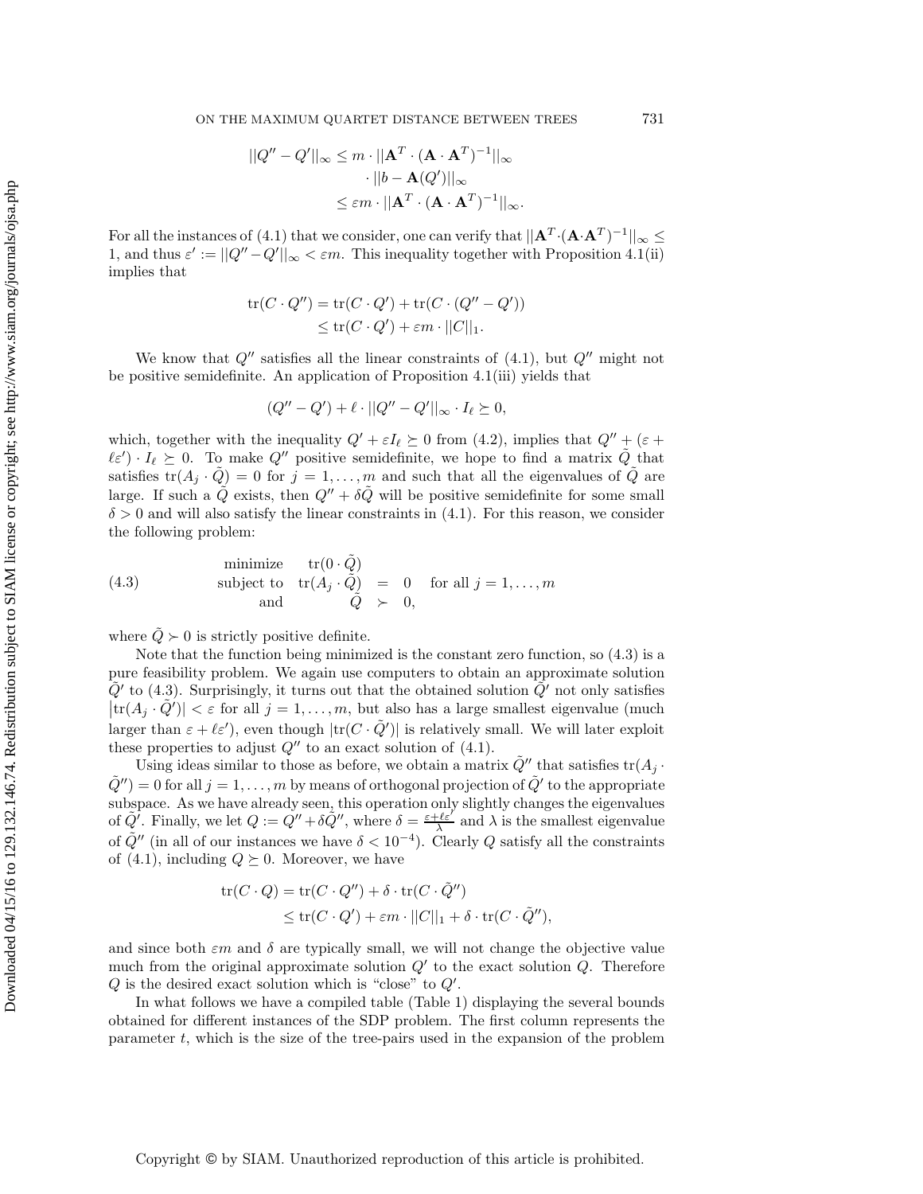$$
\begin{aligned}
||Q'' - Q'||_\infty &\le m \cdot ||\mathbf{A}^T \cdot (\mathbf{A} \cdot \mathbf{A}^T)^{-1}||_\infty \\
&\quad \cdot ||b - \mathbf{A}(Q')||_\infty \\
&\le \varepsilon m \cdot ||\mathbf{A}^T \cdot (\mathbf{A} \cdot \mathbf{A}^T)^{-1}||_\infty.
\end{aligned}
$$

For all the instances of (4.1) that we consider, one can verify that $||\mathbf{A}^T \cdot (\mathbf{A} \cdot \mathbf{A}^T)^{-1}||_\infty \le 1$, and thus $\varepsilon' := ||Q'' - Q'||_\infty < \varepsilon m$. This inequality together with Proposition 4.1(ii) implies that

$$
\begin{aligned}
\mathrm{tr}(C \cdot Q'') &= \mathrm{tr}(C \cdot Q') + \mathrm{tr}(C \cdot (Q'' - Q')) \\
&\le \mathrm{tr}(C \cdot Q') + \varepsilon m \cdot ||C||_1.
\end{aligned}
$$

We know that $Q''$ satisfies all the linear constraints of (4.1), but $Q''$ might not be positive semidefinite. An application of Proposition 4.1(iii) yields that

$$
(Q'' - Q') + \ell \cdot ||Q'' - Q'||_\infty \cdot I_\ell \succeq 0,
$$

which, together with the inequality $Q' + \varepsilon I_\ell \succeq 0$ from (4.2), implies that $Q'' + (\varepsilon + \ell\varepsilon') \cdot I_\ell \succeq 0$. To make $Q''$ positive semidefinite, we hope to find a matrix $\tilde{Q}$ that satisfies $\mathrm{tr}(A_j \cdot \tilde{Q}) = 0$ for $j = 1, \dots, m$ and such that all the eigenvalues of $\tilde{Q}$ are large. If such a $\tilde{Q}$ exists, then $Q'' + \delta\tilde{Q}$ will be positive semidefinite for some small $\delta > 0$ and will also satisfy the linear constraints in (4.1). For this reason, we consider the following problem:

$$
\begin{array}{llcll}
\text{minimize} & \mathrm{tr}(0 \cdot \tilde{Q}) & & & \\
\text{subject to} & \mathrm{tr}(A_j \cdot \tilde{Q}) & = & 0 & \text{for all } j = 1, \dots, m \\
\text{and} & \tilde{Q} & \succ & 0, &
\end{array}
\tag{4.3}
$$

where $\tilde{Q} \succ 0$ is strictly positive definite.

Note that the function being minimized is the constant zero function, so (4.3) is a pure feasibility problem. We again use computers to obtain an approximate solution $\tilde{Q}'$ to (4.3). Surprisingly, it turns out that the obtained solution $\tilde{Q}'$ not only satisfies $|\mathrm{tr}(A_j \cdot \tilde{Q}')| < \varepsilon$ for all $j = 1, \dots, m$, but also has a large smallest eigenvalue (much larger than $\varepsilon + \ell\varepsilon'$), even though $|\mathrm{tr}(C \cdot \tilde{Q}')|$ is relatively small. We will later exploit these properties to adjust $Q''$ to an exact solution of (4.1).

Using ideas similar to those as before, we obtain a matrix $\tilde{Q}''$ that satisfies $\mathrm{tr}(A_j \cdot \tilde{Q}'') = 0$ for all $j = 1, \dots, m$ by means of orthogonal projection of $\tilde{Q}'$ to the appropriate subspace. As we have already seen, this operation only slightly changes the eigenvalues of $\tilde{Q}'$. Finally, we let $Q := Q'' + \delta\tilde{Q}''$, where $\delta = \frac{\varepsilon + \ell\varepsilon'}{\lambda}$ and $\lambda$ is the smallest eigenvalue of $\tilde{Q}''$ (in all of our instances we have $\delta < 10^{-4}$). Clearly $Q$ satisfy all the constraints of (4.1), including $Q \succeq 0$. Moreover, we have

$$
\begin{aligned}
\mathrm{tr}(C \cdot Q) &= \mathrm{tr}(C \cdot Q'') + \delta \cdot \mathrm{tr}(C \cdot \tilde{Q}'') \\
&\le \mathrm{tr}(C \cdot Q') + \varepsilon m \cdot ||C||_1 + \delta \cdot \mathrm{tr}(C \cdot \tilde{Q}''),
\end{aligned}
$$

and since both $\varepsilon m$ and $\delta$ are typically small, we will not change the objective value much from the original approximate solution $Q'$ to the exact solution $Q$. Therefore $Q$ is the desired exact solution which is "close" to $Q'$.

In what follows we have a compiled table (Table 1) displaying the several bounds obtained for different instances of the SDP problem. The first column represents the parameter $t$, which is the size of the tree-pairs used in the expansion of the problem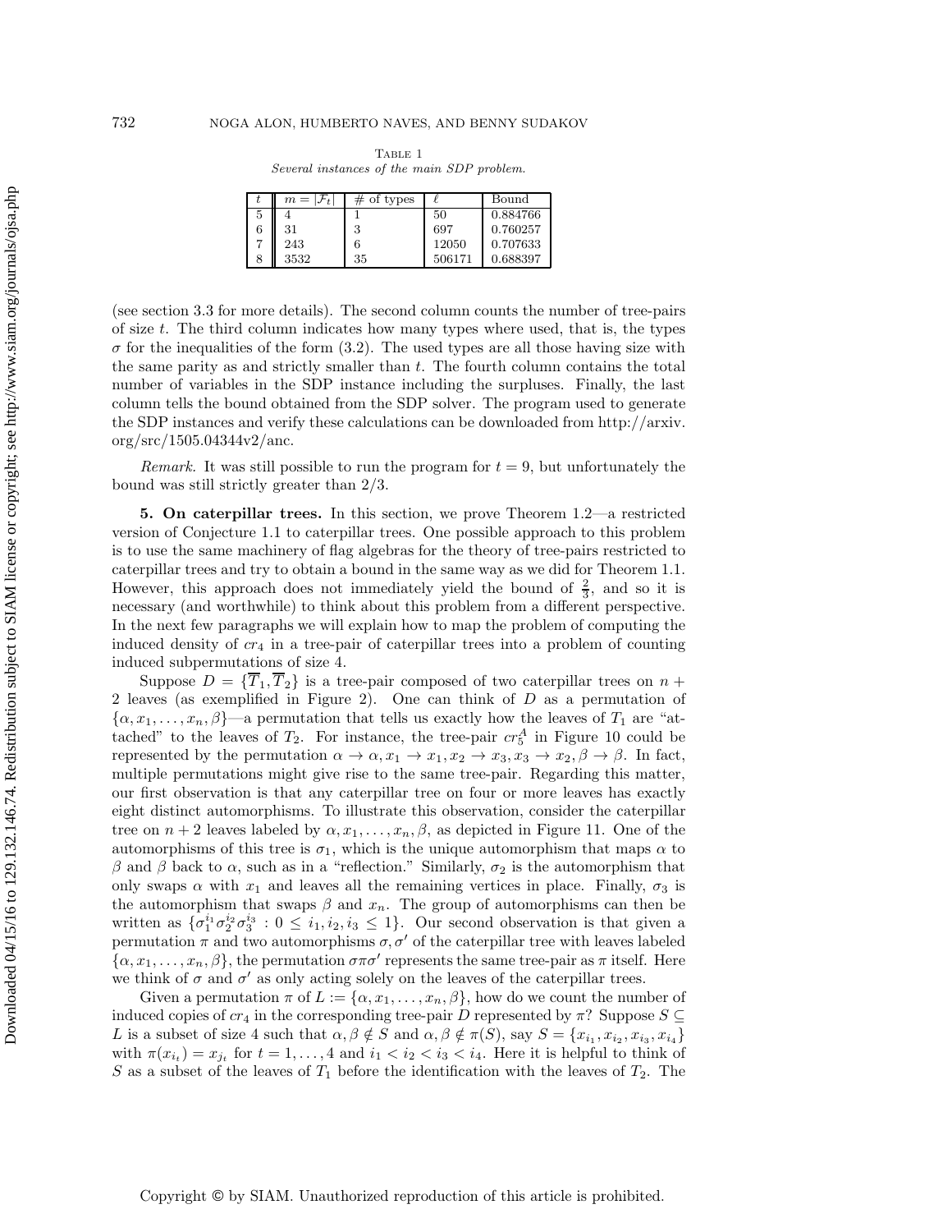Table 1
*Several instances of the main SDP problem.*

| $t$ | $m = \|\mathcal{F}_t\|$ | # of types | $\ell$ | Bound |
|---|---|---|---|---|
| 5 | 4 | 1 | 50 | 0.884766 |
| 6 | 31 | 3 | 697 | 0.760257 |
| 7 | 243 | 6 | 12050 | 0.707633 |
| 8 | 3532 | 35 | 506171 | 0.688397 |

(see section 3.3 for more details). The second column counts the number of tree-pairs of size $t$. The third column indicates how many types where used, that is, the types $\sigma$ for the inequalities of the form (3.2). The used types are all those having size with the same parity as and strictly smaller than $t$. The fourth column contains the total number of variables in the SDP instance including the surpluses. Finally, the last column tells the bound obtained from the SDP solver. The program used to generate the SDP instances and verify these calculations can be downloaded from http://arxiv.org/src/1505.04344v2/anc.

*Remark.* It was still possible to run the program for $t = 9$, but unfortunately the bound was still strictly greater than $2/3$.

**5. On caterpillar trees.** In this section, we prove Theorem 1.2—a restricted version of Conjecture 1.1 to caterpillar trees. One possible approach to this problem is to use the same machinery of flag algebras for the theory of tree-pairs restricted to caterpillar trees and try to obtain a bound in the same way as we did for Theorem 1.1. However, this approach does not immediately yield the bound of $\frac{2}{3}$, and so it is necessary (and worthwhile) to think about this problem from a different perspective. In the next few paragraphs we will explain how to map the problem of computing the induced density of $cr_4$ in a tree-pair of caterpillar trees into a problem of counting induced subpermutations of size 4.

Suppose $D = \{\overline{T}_1, \overline{T}_2\}$ is a tree-pair composed of two caterpillar trees on $n + 2$ leaves (as exemplified in Figure 2). One can think of $D$ as a permutation of $\{\alpha, x_1, \dots, x_n, \beta\}$—a permutation that tells us exactly how the leaves of $T_1$ are "attached" to the leaves of $T_2$. For instance, the tree-pair $cr_5^A$ in Figure 10 could be represented by the permutation $\alpha \to \alpha, x_1 \to x_1, x_2 \to x_3, x_3 \to x_2, \beta \to \beta$. In fact, multiple permutations might give rise to the same tree-pair. Regarding this matter, our first observation is that any caterpillar tree on four or more leaves has exactly eight distinct automorphisms. To illustrate this observation, consider the caterpillar tree on $n+2$ leaves labeled by $\alpha, x_1, \dots, x_n, \beta$, as depicted in Figure 11. One of the automorphisms of this tree is $\sigma_1$, which is the unique automorphism that maps $\alpha$ to $\beta$ and $\beta$ back to $\alpha$, such as in a "reflection." Similarly, $\sigma_2$ is the automorphism that only swaps $\alpha$ with $x_1$ and leaves all the remaining vertices in place. Finally, $\sigma_3$ is the automorphism that swaps $\beta$ and $x_n$. The group of automorphisms can then be written as $\{\sigma_1^{i_1}\sigma_2^{i_2}\sigma_3^{i_3} : 0 \le i_1, i_2, i_3 \le 1\}$. Our second observation is that given a permutation $\pi$ and two automorphisms $\sigma, \sigma'$ of the caterpillar tree with leaves labeled $\{\alpha, x_1, \dots, x_n, \beta\}$, the permutation $\sigma\pi\sigma'$ represents the same tree-pair as $\pi$ itself. Here we think of $\sigma$ and $\sigma'$ as only acting solely on the leaves of the caterpillar trees.

Given a permutation $\pi$ of $L := \{\alpha, x_1, \dots, x_n, \beta\}$, how do we count the number of induced copies of $cr_4$ in the corresponding tree-pair $D$ represented by $\pi$? Suppose $S \subseteq L$ is a subset of size 4 such that $\alpha, \beta \notin S$ and $\alpha, \beta \notin \pi(S)$, say $S = \{x_{i_1}, x_{i_2}, x_{i_3}, x_{i_4}\}$ with $\pi(x_{i_t}) = x_{j_t}$ for $t = 1, \dots, 4$ and $i_1 < i_2 < i_3 < i_4$. Here it is helpful to think of $S$ as a subset of the leaves of $T_1$ before the identification with the leaves of $T_2$. The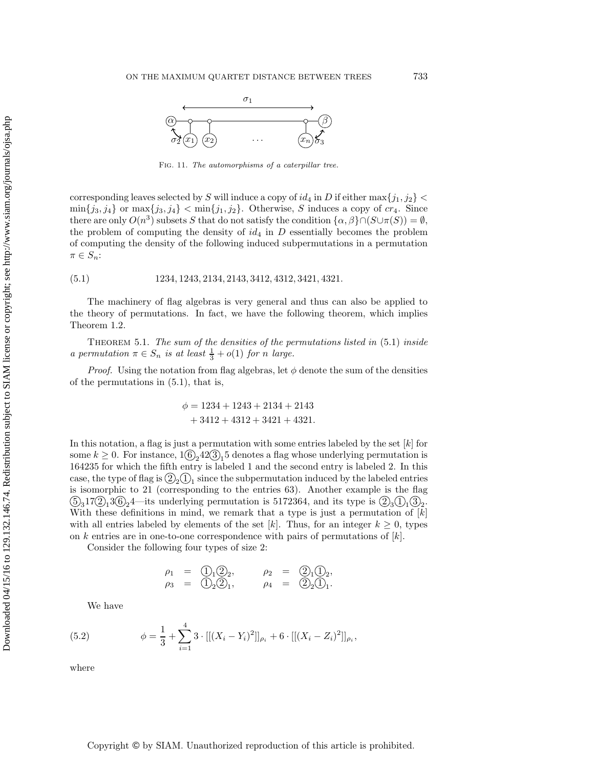Fig. 11. *The automorphisms of a caterpillar tree.*

corresponding leaves selected by $S$ will induce a copy of $id_4$ in $D$ if either $\max\{j_1, j_2\} < \min\{j_3, j_4\}$ or $\max\{j_3, j_4\} < \min\{j_1, j_2\}$. Otherwise, $S$ induces a copy of $cr_4$. Since there are only $O(n^3)$ subsets $S$ that do not satisfy the condition $\{\alpha, \beta\} \cap (S \cup \pi(S)) = \emptyset$, the problem of computing the density of $id_4$ in $D$ essentially becomes the problem of computing the density of the following induced subpermutations in a permutation $\pi \in S_n$:

$$1234, 1243, 2134, 2143, 3412, 4312, 3421, 4321. \tag{5.1}$$

The machinery of flag algebras is very general and thus can also be applied to the theory of permutations. In fact, we have the following theorem, which implies Theorem 1.2.

**Theorem 5.1.** *The sum of the densities of the permutations listed in* (5.1) *inside a permutation $\pi \in S_n$ is at least $\frac{1}{3} + o(1)$ for $n$ large.*

*Proof.* Using the notation from flag algebras, let $\phi$ denote the sum of the densities of the permutations in (5.1), that is,

$$\begin{aligned}\phi = &\ 1234 + 1243 + 2134 + 2143 \\ &+ 3412 + 4312 + 3421 + 4321.\end{aligned}$$

In this notation, a flag is just a permutation with some entries labeled by the set $[k]$ for some $k \geq 0$. For instance, $1\textcircled{6}_2 42 \textcircled{3}_1 5$ denotes a flag whose underlying permutation is 164235 for which the fifth entry is labeled 1 and the second entry is labeled 2. In this case, the type of flag is $\textcircled{2}_2\textcircled{1}_1$ since the subpermutation induced by the labeled entries is isomorphic to 21 (corresponding to the entries 63). Another example is the flag $\textcircled{5}_3 17 \textcircled{2}_1 3 \textcircled{6}_2 4$—its underlying permutation is 5172364, and its type is $\textcircled{2}_3\textcircled{1}_1\textcircled{3}_2$. With these definitions in mind, we remark that a type is just a permutation of $[k]$ with all entries labeled by elements of the set $[k]$. Thus, for an integer $k \geq 0$, types on $k$ entries are in one-to-one correspondence with pairs of permutations of $[k]$.

Consider the following four types of size 2:

$$\begin{aligned}\rho_1 &= \textcircled{1}_1\textcircled{2}_2, & \rho_2 &= \textcircled{2}_1\textcircled{1}_2, \\ \rho_3 &= \textcircled{1}_2\textcircled{2}_1, & \rho_4 &= \textcircled{2}_2\textcircled{1}_1.\end{aligned}$$

We have

$$\phi = \frac{1}{3} + \sum_{i=1}^{4} 3 \cdot [[(X_i - Y_i)^2]]_{\rho_i} + 6 \cdot [[(X_i - Z_i)^2]]_{\rho_i}, \tag{5.2}$$

where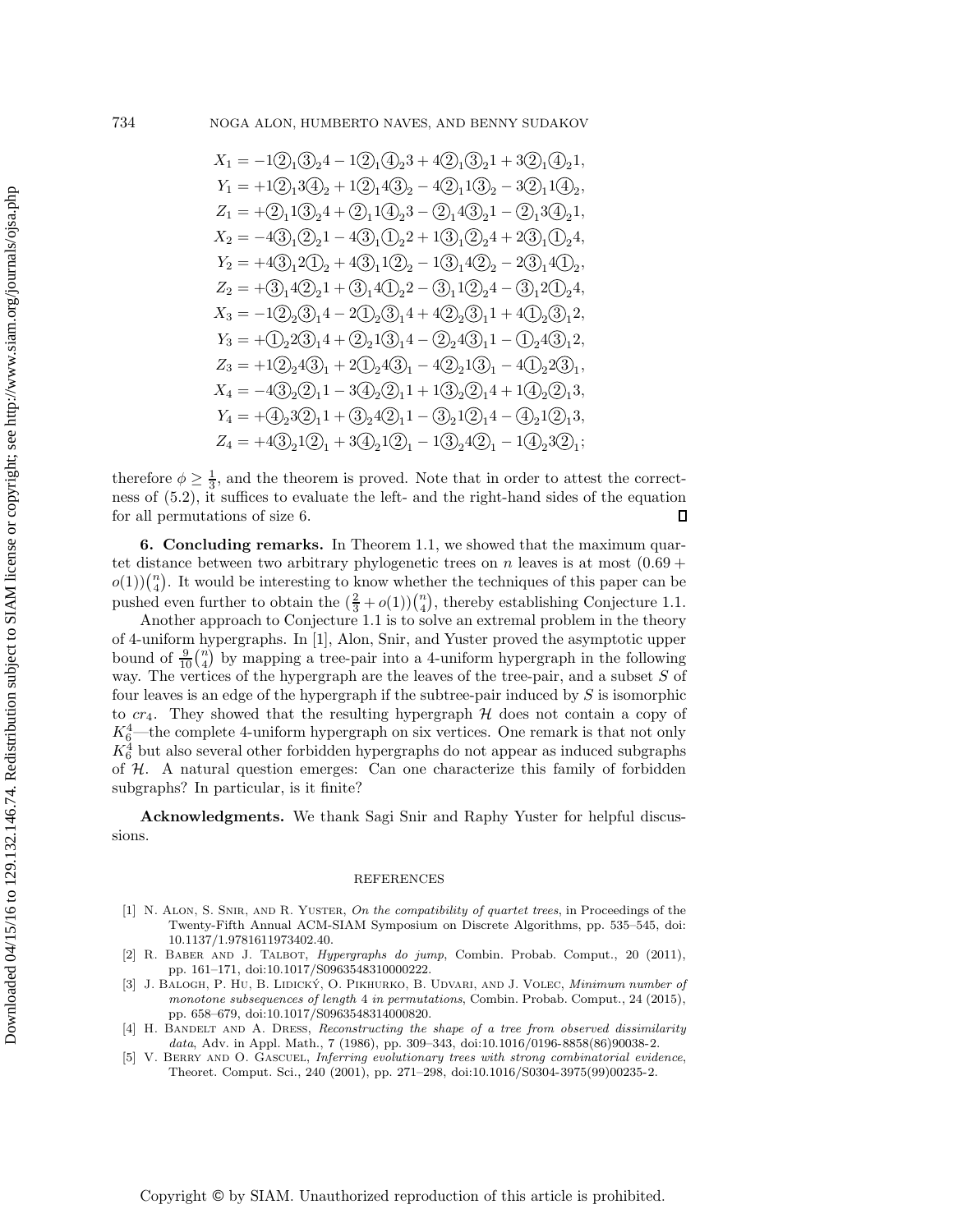$$X_1 = -1\textcircled{2}_1\textcircled{3}_2 4 - 1\textcircled{2}_1\textcircled{4}_2 3 + 4\textcircled{2}_1\textcircled{3}_2 1 + 3\textcircled{2}_1\textcircled{4}_2 1,$$
$$Y_1 = +1\textcircled{2}_1 3\textcircled{4}_2 + 1\textcircled{2}_1 4\textcircled{3}_2 - 4\textcircled{2}_1 1\textcircled{3}_2 - 3\textcircled{2}_1 1\textcircled{4}_2,$$
$$Z_1 = +\textcircled{2}_1 1\textcircled{3}_2 4 + \textcircled{2}_1 1\textcircled{4}_2 3 - \textcircled{2}_1 4\textcircled{3}_2 1 - \textcircled{2}_1 3\textcircled{4}_2 1,$$
$$X_2 = -4\textcircled{3}_1\textcircled{2}_2 1 - 4\textcircled{3}_1\textcircled{1}_2 2 + 1\textcircled{3}_1\textcircled{2}_2 4 + 2\textcircled{3}_1\textcircled{1}_2 4,$$
$$Y_2 = +4\textcircled{3}_1 2\textcircled{1}_2 + 4\textcircled{3}_1 1\textcircled{2}_2 - 1\textcircled{3}_1 4\textcircled{2}_2 - 2\textcircled{3}_1 4\textcircled{1}_2,$$
$$Z_2 = +\textcircled{3}_1 4\textcircled{2}_2 1 + \textcircled{3}_1 4\textcircled{1}_2 2 - \textcircled{3}_1 1\textcircled{2}_2 4 - \textcircled{3}_1 2\textcircled{1}_2 4,$$
$$X_3 = -1\textcircled{2}_2\textcircled{3}_1 4 - 2\textcircled{1}_2\textcircled{3}_1 4 + 4\textcircled{2}_2\textcircled{3}_1 1 + 4\textcircled{1}_2\textcircled{3}_1 2,$$
$$Y_3 = +\textcircled{1}_2 2\textcircled{3}_1 4 + \textcircled{2}_2 1\textcircled{3}_1 4 - \textcircled{2}_2 4\textcircled{3}_1 1 - \textcircled{1}_2 4\textcircled{3}_1 2,$$
$$Z_3 = +1\textcircled{2}_2 4\textcircled{3}_1 + 2\textcircled{1}_2 4\textcircled{3}_1 - 4\textcircled{2}_2 1\textcircled{3}_1 - 4\textcircled{1}_2 2\textcircled{3}_1,$$
$$X_4 = -4\textcircled{3}_2\textcircled{2}_1 1 - 3\textcircled{4}_2\textcircled{2}_1 1 + 1\textcircled{3}_2\textcircled{2}_1 4 + 1\textcircled{4}_2\textcircled{2}_1 3,$$
$$Y_4 = +\textcircled{4}_2 3\textcircled{2}_1 1 + \textcircled{3}_2 4\textcircled{2}_1 1 - \textcircled{3}_2 1\textcircled{2}_1 4 - \textcircled{4}_2 1\textcircled{2}_1 3,$$
$$Z_4 = +4\textcircled{3}_2 1\textcircled{2}_1 + 3\textcircled{4}_2 1\textcircled{2}_1 - 1\textcircled{3}_2 4\textcircled{2}_1 - 1\textcircled{4}_2 3\textcircled{2}_1;$$

therefore $\phi \geq \frac{1}{3}$, and the theorem is proved. Note that in order to attest the correctness of (5.2), it suffices to evaluate the left- and the right-hand sides of the equation for all permutations of size 6. $\square$

**6. Concluding remarks.** In Theorem 1.1, we showed that the maximum quartet distance between two arbitrary phylogenetic trees on $n$ leaves is at most $(0.69 + o(1))\binom{n}{4}$. It would be interesting to know whether the techniques of this paper can be pushed even further to obtain the $(\frac{2}{3} + o(1))\binom{n}{4}$, thereby establishing Conjecture 1.1.

Another approach to Conjecture 1.1 is to solve an extremal problem in the theory of 4-uniform hypergraphs. In [1], Alon, Snir, and Yuster proved the asymptotic upper bound of $\frac{9}{10}\binom{n}{4}$ by mapping a tree-pair into a 4-uniform hypergraph in the following way. The vertices of the hypergraph are the leaves of the tree-pair, and a subset $S$ of four leaves is an edge of the hypergraph if the subtree-pair induced by $S$ is isomorphic to $cr_4$. They showed that the resulting hypergraph $\mathcal{H}$ does not contain a copy of $K_6^4$—the complete 4-uniform hypergraph on six vertices. One remark is that not only $K_6^4$ but also several other forbidden hypergraphs do not appear as induced subgraphs of $\mathcal{H}$. A natural question emerges: Can one characterize this family of forbidden subgraphs? In particular, is it finite?

**Acknowledgments.** We thank Sagi Snir and Raphy Yuster for helpful discussions.

## REFERENCES

[1] N. Alon, S. Snir, and R. Yuster, *On the compatibility of quartet trees*, in Proceedings of the Twenty-Fifth Annual ACM-SIAM Symposium on Discrete Algorithms, pp. 535–545, doi: 10.1137/1.9781611973402.40.

[2] R. Baber and J. Talbot, *Hypergraphs do jump*, Combin. Probab. Comput., 20 (2011), pp. 161–171, doi:10.1017/S0963548310000222.

[3] J. Balogh, P. Hu, B. Lidický, O. Pikhurko, B. Udvari, and J. Volec, *Minimum number of monotone subsequences of length 4 in permutations*, Combin. Probab. Comput., 24 (2015), pp. 658–679, doi:10.1017/S0963548314000820.

[4] H. Bandelt and A. Dress, *Reconstructing the shape of a tree from observed dissimilarity data*, Adv. in Appl. Math., 7 (1986), pp. 309–343, doi:10.1016/0196-8858(86)90038-2.

[5] V. Berry and O. Gascuel, *Inferring evolutionary trees with strong combinatorial evidence*, Theoret. Comput. Sci., 240 (2001), pp. 271–298, doi:10.1016/S0304-3975(99)00235-2.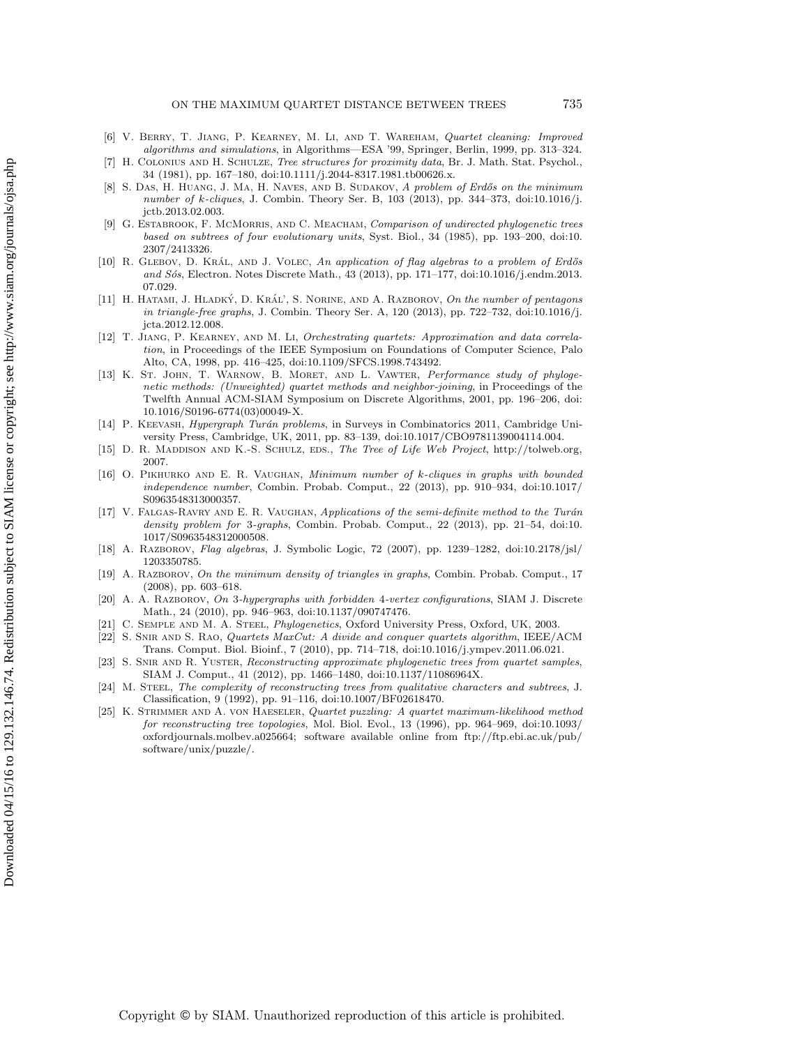[6] V. Berry, T. Jiang, P. Kearney, M. Li, and T. Wareham, *Quartet cleaning: Improved algorithms and simulations*, in Algorithms—ESA '99, Springer, Berlin, 1999, pp. 313–324.

[7] H. Colonius and H. Schulze, *Tree structures for proximity data*, Br. J. Math. Stat. Psychol., 34 (1981), pp. 167–180, doi:10.1111/j.2044-8317.1981.tb00626.x.

[8] S. Das, H. Huang, J. Ma, H. Naves, and B. Sudakov, *A problem of Erdős on the minimum number of k-cliques*, J. Combin. Theory Ser. B, 103 (2013), pp. 344–373, doi:10.1016/j.jctb.2013.02.003.

[9] G. Estabrook, F. McMorris, and C. Meacham, *Comparison of undirected phylogenetic trees based on subtrees of four evolutionary units*, Syst. Biol., 34 (1985), pp. 193–200, doi:10.2307/2413326.

[10] R. Glebov, D. Král, and J. Volec, *An application of flag algebras to a problem of Erdős and Sós*, Electron. Notes Discrete Math., 43 (2013), pp. 171–177, doi:10.1016/j.endm.2013.07.029.

[11] H. Hatami, J. Hladký, D. Král', S. Norine, and A. Razborov, *On the number of pentagons in triangle-free graphs*, J. Combin. Theory Ser. A, 120 (2013), pp. 722–732, doi:10.1016/j.jcta.2012.12.008.

[12] T. Jiang, P. Kearney, and M. Li, *Orchestrating quartets: Approximation and data correlation*, in Proceedings of the IEEE Symposium on Foundations of Computer Science, Palo Alto, CA, 1998, pp. 416–425, doi:10.1109/SFCS.1998.743492.

[13] K. St. John, T. Warnow, B. Moret, and L. Vawter, *Performance study of phylogenetic methods: (Unweighted) quartet methods and neighbor-joining*, in Proceedings of the Twelfth Annual ACM-SIAM Symposium on Discrete Algorithms, 2001, pp. 196–206, doi:10.1016/S0196-6774(03)00049-X.

[14] P. Keevash, *Hypergraph Turán problems*, in Surveys in Combinatorics 2011, Cambridge University Press, Cambridge, UK, 2011, pp. 83–139, doi:10.1017/CBO9781139004114.004.

[15] D. R. Maddison and K.-S. Schulz, eds., *The Tree of Life Web Project*, http://tolweb.org, 2007.

[16] O. Pikhurko and E. R. Vaughan, *Minimum number of k-cliques in graphs with bounded independence number*, Combin. Probab. Comput., 22 (2013), pp. 910–934, doi:10.1017/S0963548313000357.

[17] V. Falgas-Ravry and E. R. Vaughan, *Applications of the semi-definite method to the Turán density problem for 3-graphs*, Combin. Probab. Comput., 22 (2013), pp. 21–54, doi:10.1017/S0963548312000508.

[18] A. Razborov, *Flag algebras*, J. Symbolic Logic, 72 (2007), pp. 1239–1282, doi:10.2178/jsl/1203350785.

[19] A. Razborov, *On the minimum density of triangles in graphs*, Combin. Probab. Comput., 17 (2008), pp. 603–618.

[20] A. A. Razborov, *On 3-hypergraphs with forbidden 4-vertex configurations*, SIAM J. Discrete Math., 24 (2010), pp. 946–963, doi:10.1137/090747476.

[21] C. Semple and M. A. Steel, *Phylogenetics*, Oxford University Press, Oxford, UK, 2003.

[22] S. Snir and S. Rao, *Quartets MaxCut: A divide and conquer quartets algorithm*, IEEE/ACM Trans. Comput. Biol. Bioinf., 7 (2010), pp. 714–718, doi:10.1016/j.ympev.2011.06.021.

[23] S. Snir and R. Yuster, *Reconstructing approximate phylogenetic trees from quartet samples*, SIAM J. Comput., 41 (2012), pp. 1466–1480, doi:10.1137/11086964X.

[24] M. Steel, *The complexity of reconstructing trees from qualitative characters and subtrees*, J. Classification, 9 (1992), pp. 91–116, doi:10.1007/BF02618470.

[25] K. Strimmer and A. von Haeseler, *Quartet puzzling: A quartet maximum-likelihood method for reconstructing tree topologies*, Mol. Biol. Evol., 13 (1996), pp. 964–969, doi:10.1093/oxfordjournals.molbev.a025664; software available online from ftp://ftp.ebi.ac.uk/pub/software/unix/puzzle/.